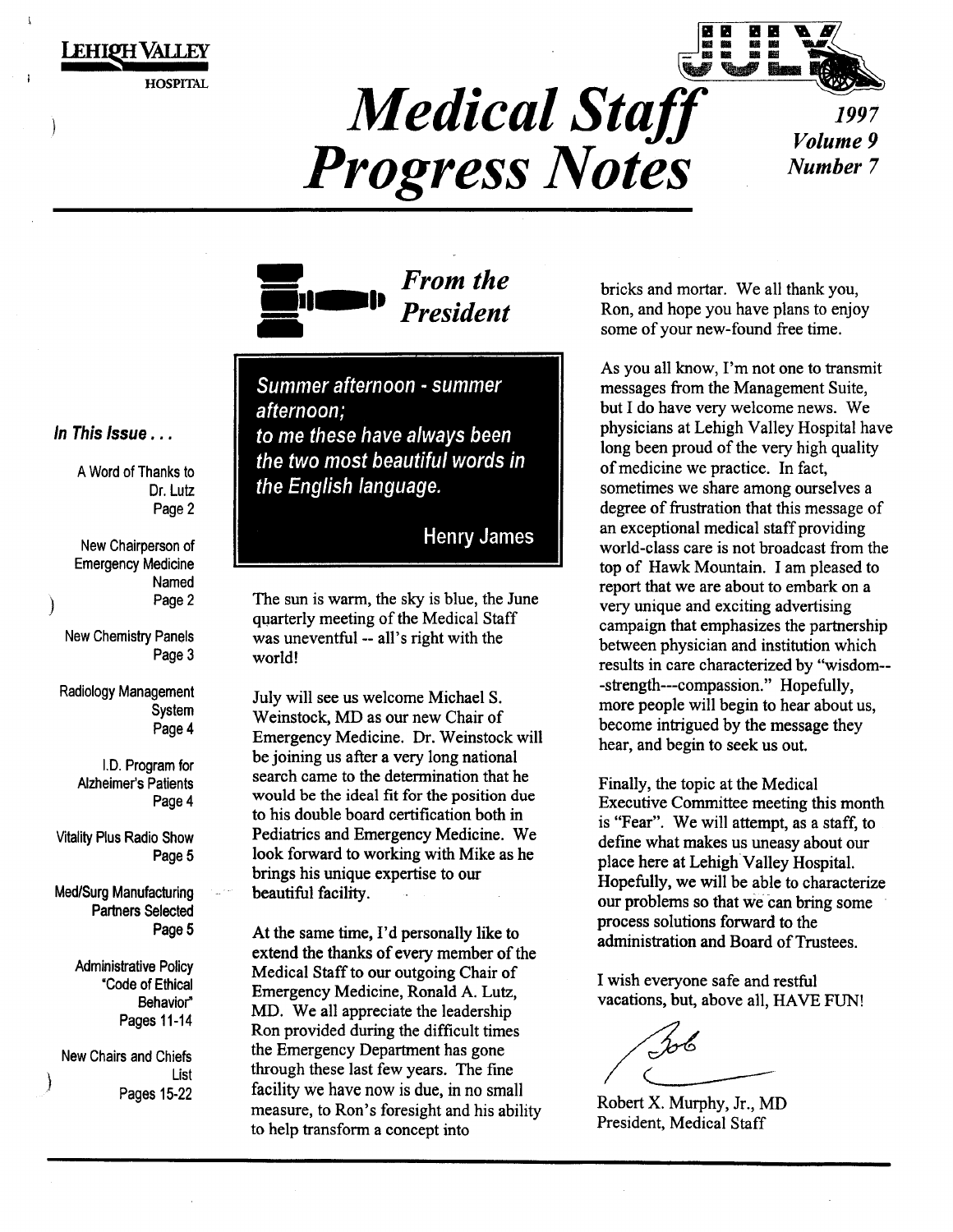LEHIGH VALLEY HOSPITAL

# Medical Staff Progress Notes

JULY

*1997*
*Volume 9*
*Number 7*

***In This Issue . . .***

A Word of Thanks to Dr. Lutz
Page 2

New Chairperson of Emergency Medicine Named
Page 2

New Chemistry Panels
Page 3

Radiology Management System
Page 4

I.D. Program for Alzheimer's Patients
Page 4

Vitality Plus Radio Show
Page 5

Med/Surg Manufacturing Partners Selected
Page 5

Administrative Policy "Code of Ethical Behavior"
Pages 11-14

New Chairs and Chiefs List
Pages 15-22

## *From the President*

> *Summer afternoon - summer afternoon;*
> *to me these have always been the two most beautiful words in the English language.*
>
> Henry James

The sun is warm, the sky is blue, the June quarterly meeting of the Medical Staff was uneventful -- all's right with the world!

July will see us welcome Michael S. Weinstock, MD as our new Chair of Emergency Medicine. Dr. Weinstock will be joining us after a very long national search came to the determination that he would be the ideal fit for the position due to his double board certification both in Pediatrics and Emergency Medicine. We look forward to working with Mike as he brings his unique expertise to our beautiful facility.

At the same time, I'd personally like to extend the thanks of every member of the Medical Staff to our outgoing Chair of Emergency Medicine, Ronald A. Lutz, MD. We all appreciate the leadership Ron provided during the difficult times the Emergency Department has gone through these last few years. The fine facility we have now is due, in no small measure, to Ron's foresight and his ability to help transform a concept into bricks and mortar. We all thank you, Ron, and hope you have plans to enjoy some of your new-found free time.

As you all know, I'm not one to transmit messages from the Management Suite, but I do have very welcome news. We physicians at Lehigh Valley Hospital have long been proud of the very high quality of medicine we practice. In fact, sometimes we share among ourselves a degree of frustration that this message of an exceptional medical staff providing world-class care is not broadcast from the top of Hawk Mountain. I am pleased to report that we are about to embark on a very unique and exciting advertising campaign that emphasizes the partnership between physician and institution which results in care characterized by "wisdom---strength---compassion." Hopefully, more people will begin to hear about us, become intrigued by the message they hear, and begin to seek us out.

Finally, the topic at the Medical Executive Committee meeting this month is "Fear". We will attempt, as a staff, to define what makes us uneasy about our place here at Lehigh Valley Hospital. Hopefully, we will be able to characterize our problems so that we can bring some process solutions forward to the administration and Board of Trustees.

I wish everyone safe and restful vacations, but, above all, HAVE FUN!

Bob

Robert X. Murphy, Jr., MD
President, Medical Staff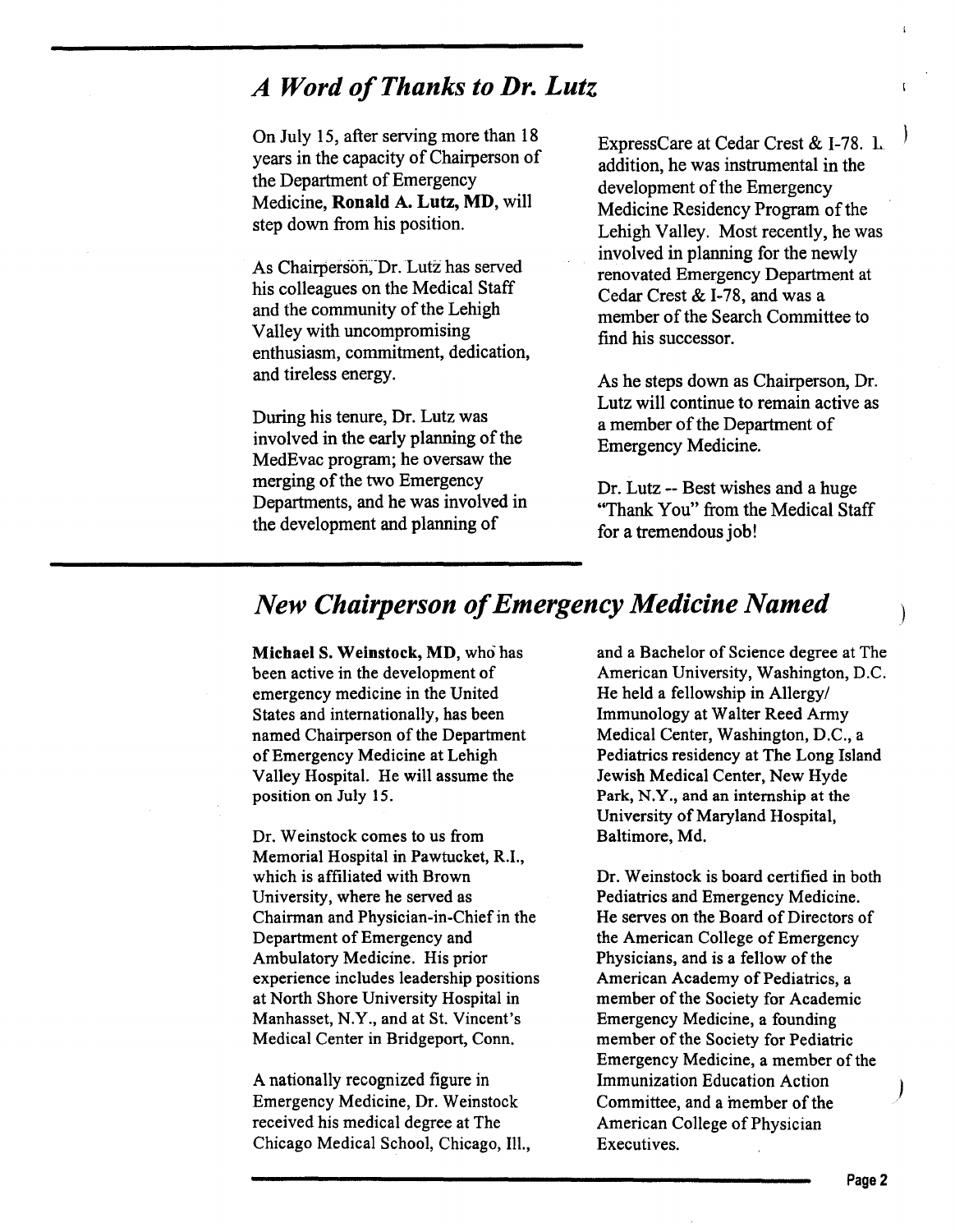## *A Word of Thanks to Dr. Lutz*

On July 15, after serving more than 18 years in the capacity of Chairperson of the Department of Emergency Medicine, **Ronald A. Lutz, MD**, will step down from his position.

As Chairperson, Dr. Lutz has served his colleagues on the Medical Staff and the community of the Lehigh Valley with uncompromising enthusiasm, commitment, dedication, and tireless energy.

During his tenure, Dr. Lutz was involved in the early planning of the MedEvac program; he oversaw the merging of the two Emergency Departments, and he was involved in the development and planning of ExpressCare at Cedar Crest & I-78. In addition, he was instrumental in the development of the Emergency Medicine Residency Program of the Lehigh Valley. Most recently, he was involved in planning for the newly renovated Emergency Department at Cedar Crest & I-78, and was a member of the Search Committee to find his successor.

As he steps down as Chairperson, Dr. Lutz will continue to remain active as a member of the Department of Emergency Medicine.

Dr. Lutz -- Best wishes and a huge "Thank You" from the Medical Staff for a tremendous job!

## *New Chairperson of Emergency Medicine Named*

**Michael S. Weinstock, MD**, who has been active in the development of emergency medicine in the United States and internationally, has been named Chairperson of the Department of Emergency Medicine at Lehigh Valley Hospital. He will assume the position on July 15.

Dr. Weinstock comes to us from Memorial Hospital in Pawtucket, R.I., which is affiliated with Brown University, where he served as Chairman and Physician-in-Chief in the Department of Emergency and Ambulatory Medicine. His prior experience includes leadership positions at North Shore University Hospital in Manhasset, N.Y., and at St. Vincent's Medical Center in Bridgeport, Conn.

A nationally recognized figure in Emergency Medicine, Dr. Weinstock received his medical degree at The Chicago Medical School, Chicago, Ill., and a Bachelor of Science degree at The American University, Washington, D.C. He held a fellowship in Allergy/ Immunology at Walter Reed Army Medical Center, Washington, D.C., a Pediatrics residency at The Long Island Jewish Medical Center, New Hyde Park, N.Y., and an internship at the University of Maryland Hospital, Baltimore, Md.

Dr. Weinstock is board certified in both Pediatrics and Emergency Medicine. He serves on the Board of Directors of the American College of Emergency Physicians, and is a fellow of the American Academy of Pediatrics, a member of the Society for Academic Emergency Medicine, a founding member of the Society for Pediatric Emergency Medicine, a member of the Immunization Education Action Committee, and a member of the American College of Physician Executives.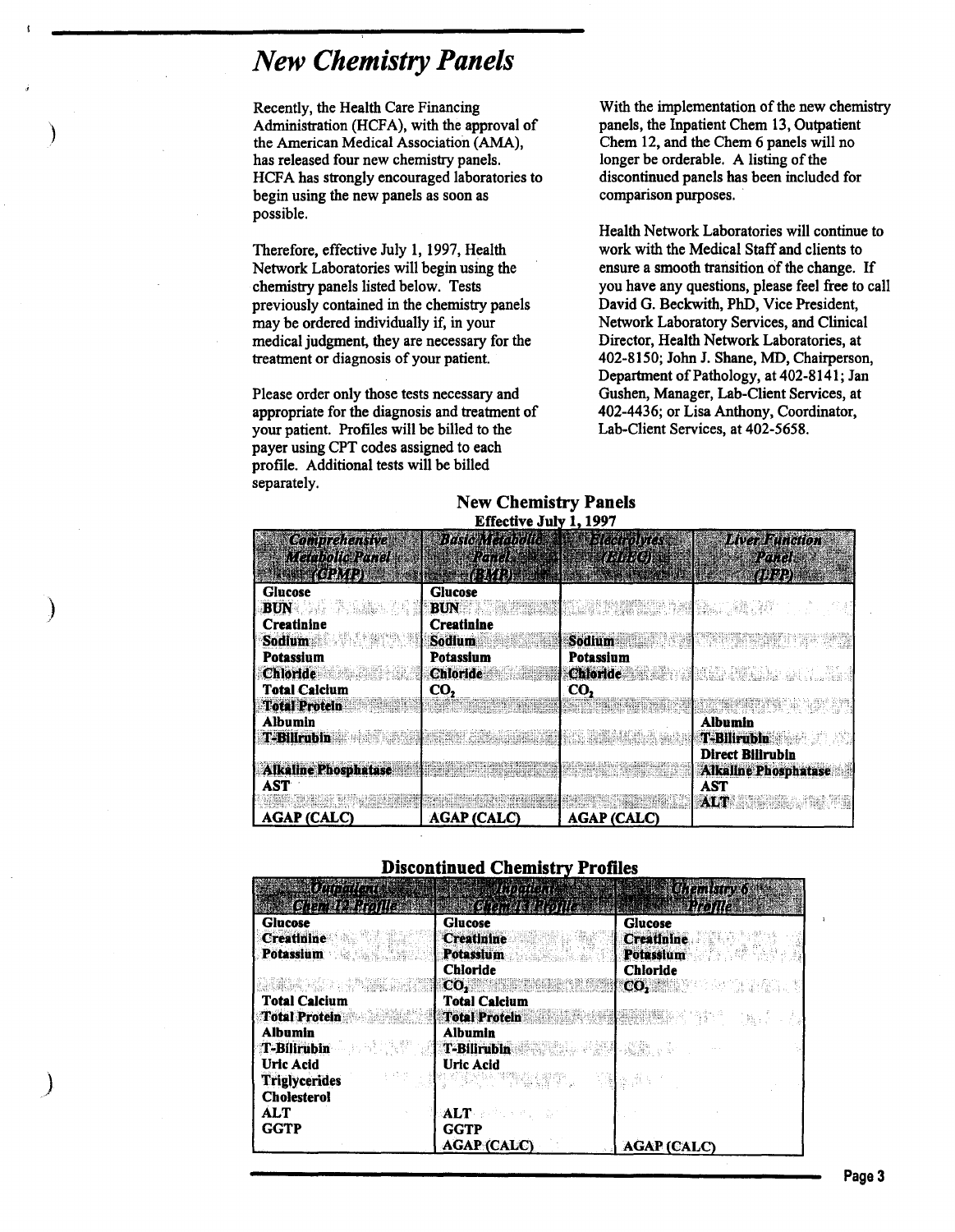# New Chemistry Panels

Recently, the Health Care Financing Administration (HCFA), with the approval of the American Medical Association (AMA), has released four new chemistry panels. HCFA has strongly encouraged laboratories to begin using the new panels as soon as possible.

Therefore, effective July 1, 1997, Health Network Laboratories will begin using the chemistry panels listed below. Tests previously contained in the chemistry panels may be ordered individually if, in your medical judgment, they are necessary for the treatment or diagnosis of your patient.

Please order only those tests necessary and appropriate for the diagnosis and treatment of your patient. Profiles will be billed to the payer using CPT codes assigned to each profile. Additional tests will be billed separately.

With the implementation of the new chemistry panels, the Inpatient Chem 13, Outpatient Chem 12, and the Chem 6 panels will no longer be orderable. A listing of the discontinued panels has been included for comparison purposes.

Health Network Laboratories will continue to work with the Medical Staff and clients to ensure a smooth transition of the change. If you have any questions, please feel free to call David G. Beckwith, PhD, Vice President, Network Laboratory Services, and Clinical Director, Health Network Laboratories, at 402-8150; John J. Shane, MD, Chairperson, Department of Pathology, at 402-8141; Jan Gushen, Manager, Lab-Client Services, at 402-4436; or Lisa Anthony, Coordinator, Lab-Client Services, at 402-5658.

## New Chemistry Panels
### Effective July 1, 1997

| Comprehensive Metabolic Panel (CPMP) | Basic Metabolic Panel (BMP) | Electrolytes (ELEC) | Liver Function Panel (LFP) |
|---|---|---|---|
| Glucose | Glucose | | |
| BUN | BUN | | |
| Creatinine | Creatinine | | |
| Sodium | Sodium | Sodium | |
| Potassium | Potassium | Potassium | |
| Chloride | Chloride | Chloride | |
| Total Calcium | $CO_2$ | $CO_2$ | |
| Total Protein | | | |
| Albumin | | | Albumin |
| T-Bilirubin | | | T-Bilirubin |
| | | | Direct Bilirubin |
| Alkaline Phosphatase | | | Alkaline Phosphatase |
| AST | | | AST |
| | | | ALT |
| AGAP (CALC) | AGAP (CALC) | AGAP (CALC) | |

## Discontinued Chemistry Profiles

| Outpatient Chem 12 Profile | Inpatient Chem 13 Profile | Chemistry 6 Profile |
|---|---|---|
| Glucose | Glucose | Glucose |
| Creatinine | Creatinine | Creatinine |
| Potassium | Potassium | Potassium |
| | Chloride | Chloride |
| | $CO_2$ | $CO_2$ |
| Total Calcium | Total Calcium | |
| Total Protein | Total Protein | |
| Albumin | Albumin | |
| T-Bilirubin | T-Bilirubin | |
| Uric Acid | Uric Acid | |
| Triglycerides | | |
| Cholesterol | | |
| ALT | ALT | |
| GGTP | GGTP | |
| | AGAP (CALC) | AGAP (CALC) |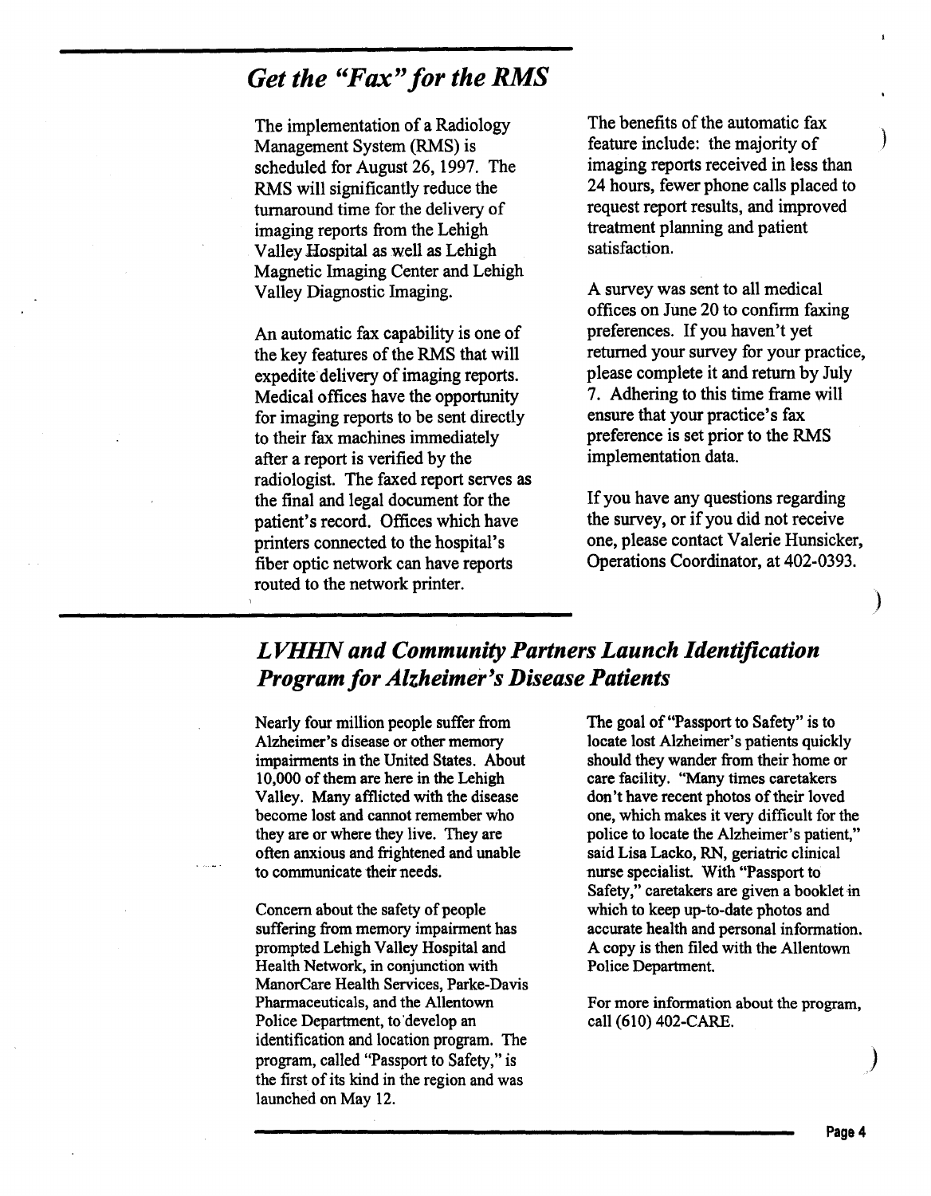## *Get the "Fax" for the RMS*

The implementation of a Radiology Management System (RMS) is scheduled for August 26, 1997. The RMS will significantly reduce the turnaround time for the delivery of imaging reports from the Lehigh Valley Hospital as well as Lehigh Magnetic Imaging Center and Lehigh Valley Diagnostic Imaging.

An automatic fax capability is one of the key features of the RMS that will expedite delivery of imaging reports. Medical offices have the opportunity for imaging reports to be sent directly to their fax machines immediately after a report is verified by the radiologist. The faxed report serves as the final and legal document for the patient's record. Offices which have printers connected to the hospital's fiber optic network can have reports routed to the network printer.

The benefits of the automatic fax feature include: the majority of imaging reports received in less than 24 hours, fewer phone calls placed to request report results, and improved treatment planning and patient satisfaction.

A survey was sent to all medical offices on June 20 to confirm faxing preferences. If you haven't yet returned your survey for your practice, please complete it and return by July 7. Adhering to this time frame will ensure that your practice's fax preference is set prior to the RMS implementation data.

If you have any questions regarding the survey, or if you did not receive one, please contact Valerie Hunsicker, Operations Coordinator, at 402-0393.

## *LVHHN and Community Partners Launch Identification Program for Alzheimer's Disease Patients*

Nearly four million people suffer from Alzheimer's disease or other memory impairments in the United States. About 10,000 of them are here in the Lehigh Valley. Many afflicted with the disease become lost and cannot remember who they are or where they live. They are often anxious and frightened and unable to communicate their needs.

Concern about the safety of people suffering from memory impairment has prompted Lehigh Valley Hospital and Health Network, in conjunction with ManorCare Health Services, Parke-Davis Pharmaceuticals, and the Allentown Police Department, to develop an identification and location program. The program, called "Passport to Safety," is the first of its kind in the region and was launched on May 12.

The goal of "Passport to Safety" is to locate lost Alzheimer's patients quickly should they wander from their home or care facility. "Many times caretakers don't have recent photos of their loved one, which makes it very difficult for the police to locate the Alzheimer's patient," said Lisa Lacko, RN, geriatric clinical nurse specialist. With "Passport to Safety," caretakers are given a booklet in which to keep up-to-date photos and accurate health and personal information. A copy is then filed with the Allentown Police Department.

For more information about the program, call (610) 402-CARE.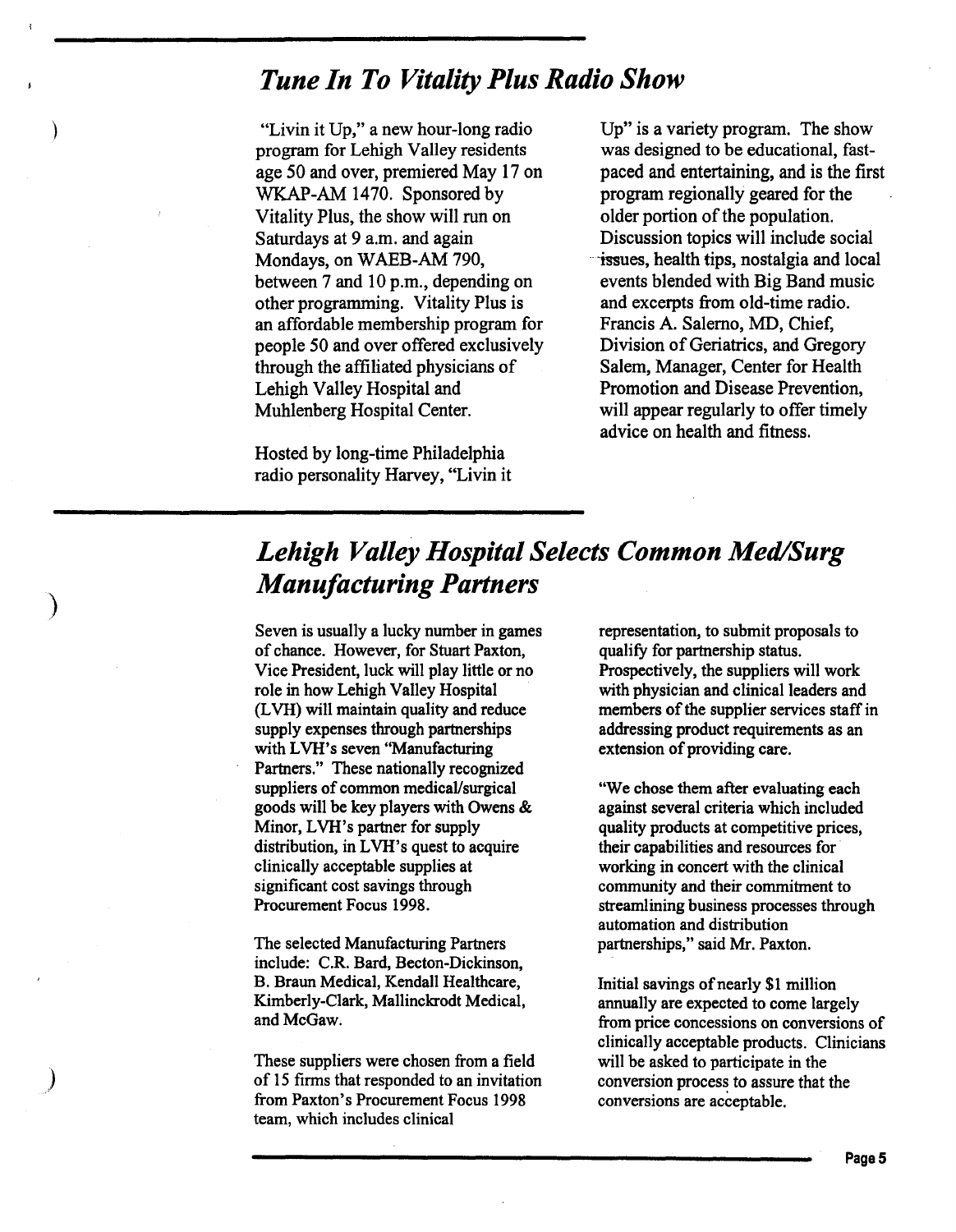## *Tune In To Vitality Plus Radio Show*

"Livin it Up," a new hour-long radio program for Lehigh Valley residents age 50 and over, premiered May 17 on WKAP-AM 1470. Sponsored by Vitality Plus, the show will run on Saturdays at 9 a.m. and again Mondays, on WAEB-AM 790, between 7 and 10 p.m., depending on other programming. Vitality Plus is an affordable membership program for people 50 and over offered exclusively through the affiliated physicians of Lehigh Valley Hospital and Muhlenberg Hospital Center.

Hosted by long-time Philadelphia radio personality Harvey, "Livin it Up" is a variety program. The show was designed to be educational, fast-paced and entertaining, and is the first program regionally geared for the older portion of the population. Discussion topics will include social issues, health tips, nostalgia and local events blended with Big Band music and excerpts from old-time radio. Francis A. Salerno, MD, Chief, Division of Geriatrics, and Gregory Salem, Manager, Center for Health Promotion and Disease Prevention, will appear regularly to offer timely advice on health and fitness.

## *Lehigh Valley Hospital Selects Common Med/Surg Manufacturing Partners*

Seven is usually a lucky number in games of chance. However, for Stuart Paxton, Vice President, luck will play little or no role in how Lehigh Valley Hospital (LVH) will maintain quality and reduce supply expenses through partnerships with LVH's seven "Manufacturing Partners." These nationally recognized suppliers of common medical/surgical goods will be key players with Owens & Minor, LVH's partner for supply distribution, in LVH's quest to acquire clinically acceptable supplies at significant cost savings through Procurement Focus 1998.

The selected Manufacturing Partners include: C.R. Bard, Becton-Dickinson, B. Braun Medical, Kendall Healthcare, Kimberly-Clark, Mallinckrodt Medical, and McGaw.

These suppliers were chosen from a field of 15 firms that responded to an invitation from Paxton's Procurement Focus 1998 team, which includes clinical representation, to submit proposals to qualify for partnership status. Prospectively, the suppliers will work with physician and clinical leaders and members of the supplier services staff in addressing product requirements as an extension of providing care.

"We chose them after evaluating each against several criteria which included quality products at competitive prices, their capabilities and resources for working in concert with the clinical community and their commitment to streamlining business processes through automation and distribution partnerships," said Mr. Paxton.

Initial savings of nearly $1 million annually are expected to come largely from price concessions on conversions of clinically acceptable products. Clinicians will be asked to participate in the conversion process to assure that the conversions are acceptable.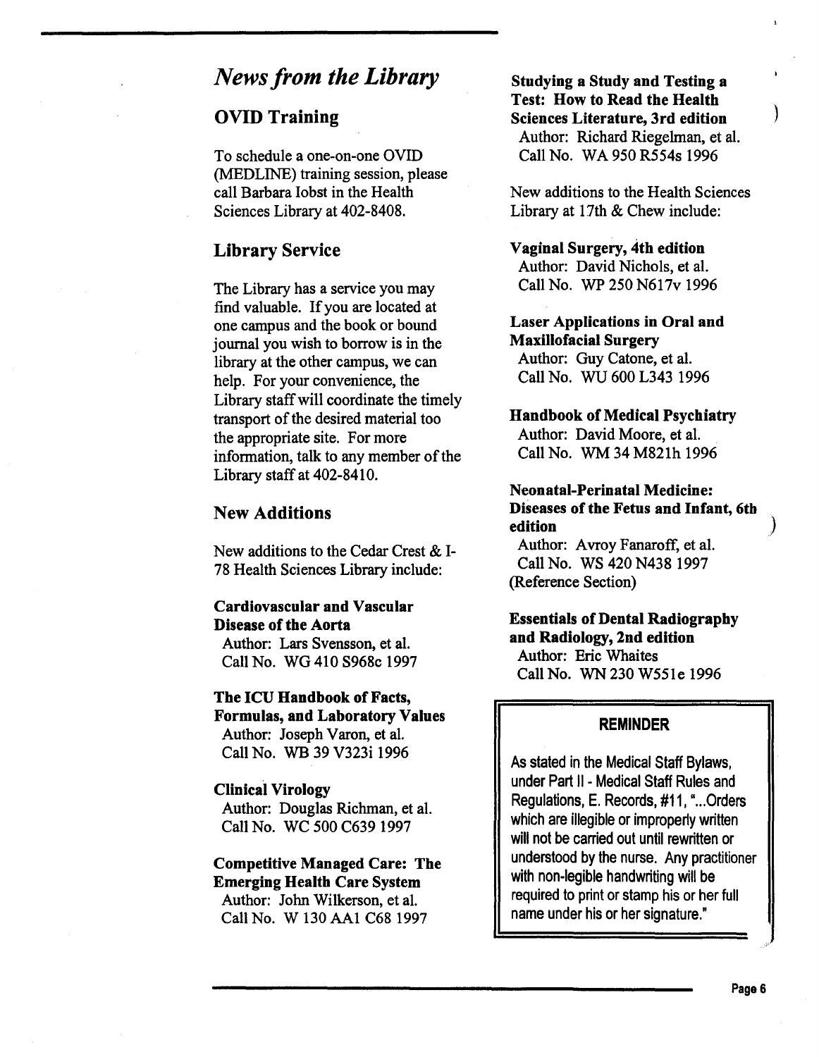# *News from the Library*

## OVID Training

To schedule a one-on-one OVID (MEDLINE) training session, please call Barbara Iobst in the Health Sciences Library at 402-8408.

## Library Service

The Library has a service you may find valuable. If you are located at one campus and the book or bound journal you wish to borrow is in the library at the other campus, we can help. For your convenience, the Library staff will coordinate the timely transport of the desired material too the appropriate site. For more information, talk to any member of the Library staff at 402-8410.

## New Additions

New additions to the Cedar Crest & I-78 Health Sciences Library include:

**Cardiovascular and Vascular Disease of the Aorta**
Author: Lars Svensson, et al.
Call No. WG 410 S968c 1997

**The ICU Handbook of Facts, Formulas, and Laboratory Values**
Author: Joseph Varon, et al.
Call No. WB 39 V323i 1996

**Clinical Virology**
Author: Douglas Richman, et al.
Call No. WC 500 C639 1997

**Competitive Managed Care: The Emerging Health Care System**
Author: John Wilkerson, et al.
Call No. W 130 AA1 C68 1997

**Studying a Study and Testing a Test: How to Read the Health Sciences Literature, 3rd edition**
Author: Richard Riegelman, et al.
Call No. WA 950 R554s 1996

New additions to the Health Sciences Library at 17th & Chew include:

**Vaginal Surgery, 4th edition**
Author: David Nichols, et al.
Call No. WP 250 N617v 1996

**Laser Applications in Oral and Maxillofacial Surgery**
Author: Guy Catone, et al.
Call No. WU 600 L343 1996

**Handbook of Medical Psychiatry**
Author: David Moore, et al.
Call No. WM 34 M821h 1996

**Neonatal-Perinatal Medicine: Diseases of the Fetus and Infant, 6th edition**
Author: Avroy Fanaroff, et al.
Call No. WS 420 N438 1997
(Reference Section)

**Essentials of Dental Radiography and Radiology, 2nd edition**
Author: Eric Whaites
Call No. WN 230 W551e 1996

**REMINDER**

As stated in the Medical Staff Bylaws, under Part II - Medical Staff Rules and Regulations, E. Records, #11, "...Orders which are illegible or improperly written will not be carried out until rewritten or understood by the nurse. Any practitioner with non-legible handwriting will be required to print or stamp his or her full name under his or her signature."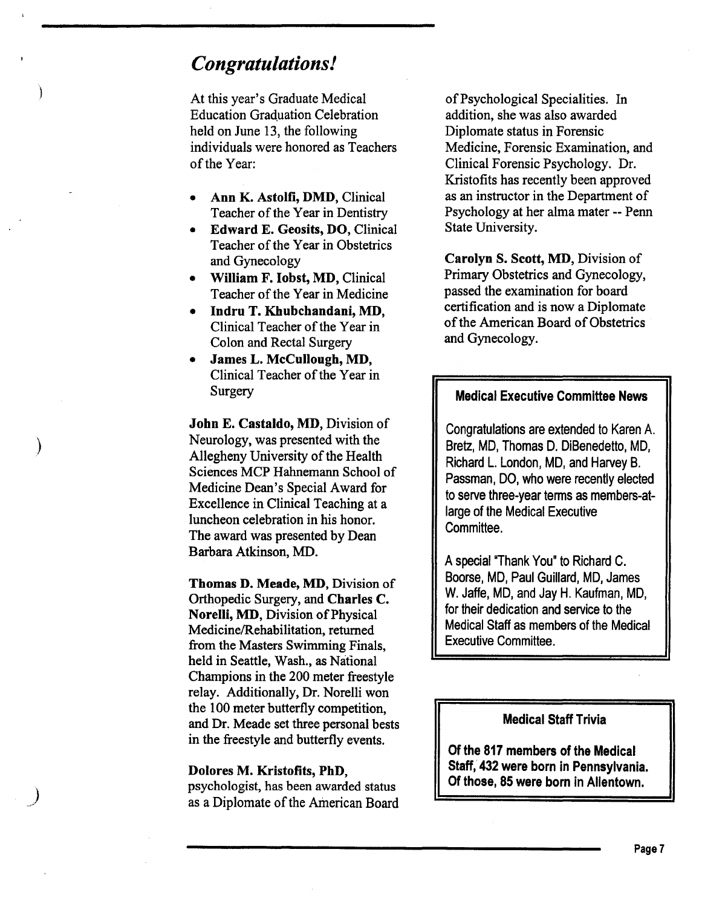# *Congratulations!*

At this year's Graduate Medical Education Graduation Celebration held on June 13, the following individuals were honored as Teachers of the Year:

- **Ann K. Astolfi, DMD,** Clinical Teacher of the Year in Dentistry
- **Edward E. Geosits, DO,** Clinical Teacher of the Year in Obstetrics and Gynecology
- **William F. Iobst, MD,** Clinical Teacher of the Year in Medicine
- **Indru T. Khubchandani, MD,** Clinical Teacher of the Year in Colon and Rectal Surgery
- **James L. McCullough, MD,** Clinical Teacher of the Year in Surgery

**John E. Castaldo, MD,** Division of Neurology, was presented with the Allegheny University of the Health Sciences MCP Hahnemann School of Medicine Dean's Special Award for Excellence in Clinical Teaching at a luncheon celebration in his honor. The award was presented by Dean Barbara Atkinson, MD.

**Thomas D. Meade, MD,** Division of Orthopedic Surgery, and **Charles C. Norelli, MD,** Division of Physical Medicine/Rehabilitation, returned from the Masters Swimming Finals, held in Seattle, Wash., as National Champions in the 200 meter freestyle relay. Additionally, Dr. Norelli won the 100 meter butterfly competition, and Dr. Meade set three personal bests in the freestyle and butterfly events.

**Dolores M. Kristofits, PhD,** psychologist, has been awarded status as a Diplomate of the American Board of Psychological Specialities. In addition, she was also awarded Diplomate status in Forensic Medicine, Forensic Examination, and Clinical Forensic Psychology. Dr. Kristofits has recently been approved as an instructor in the Department of Psychology at her alma mater -- Penn State University.

**Carolyn S. Scott, MD,** Division of Primary Obstetrics and Gynecology, passed the examination for board certification and is now a Diplomate of the American Board of Obstetrics and Gynecology.

### Medical Executive Committee News

Congratulations are extended to Karen A. Bretz, MD, Thomas D. DiBenedetto, MD, Richard L. London, MD, and Harvey B. Passman, DO, who were recently elected to serve three-year terms as members-at-large of the Medical Executive Committee.

A special "Thank You" to Richard C. Boorse, MD, Paul Guillard, MD, James W. Jaffe, MD, and Jay H. Kaufman, MD, for their dedication and service to the Medical Staff as members of the Medical Executive Committee.

### Medical Staff Trivia

**Of the 817 members of the Medical Staff, 432 were born in Pennsylvania. Of those, 85 were born in Allentown.**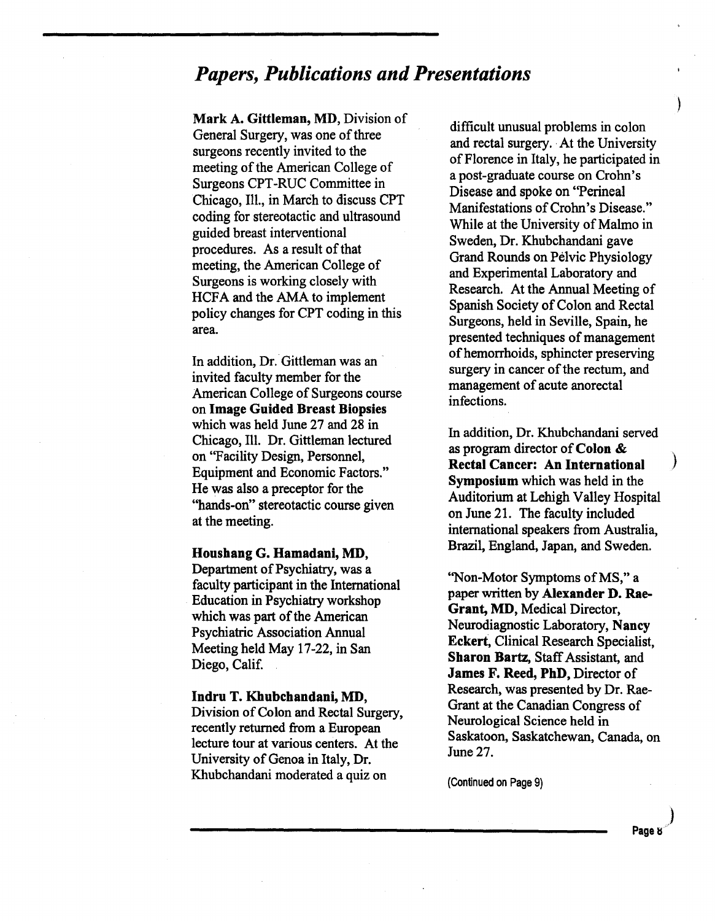## *Papers, Publications and Presentations*

**Mark A. Gittleman, MD**, Division of General Surgery, was one of three surgeons recently invited to the meeting of the American College of Surgeons CPT-RUC Committee in Chicago, Ill., in March to discuss CPT coding for stereotactic and ultrasound guided breast interventional procedures. As a result of that meeting, the American College of Surgeons is working closely with HCFA and the AMA to implement policy changes for CPT coding in this area.

In addition, Dr. Gittleman was an invited faculty member for the American College of Surgeons course on **Image Guided Breast Biopsies** which was held June 27 and 28 in Chicago, Ill. Dr. Gittleman lectured on "Facility Design, Personnel, Equipment and Economic Factors." He was also a preceptor for the "hands-on" stereotactic course given at the meeting.

**Houshang G. Hamadani, MD**, Department of Psychiatry, was a faculty participant in the International Education in Psychiatry workshop which was part of the American Psychiatric Association Annual Meeting held May 17-22, in San Diego, Calif.

**Indru T. Khubchandani, MD**, Division of Colon and Rectal Surgery, recently returned from a European lecture tour at various centers. At the University of Genoa in Italy, Dr. Khubchandani moderated a quiz on difficult unusual problems in colon and rectal surgery. At the University of Florence in Italy, he participated in a post-graduate course on Crohn's Disease and spoke on "Perineal Manifestations of Crohn's Disease." While at the University of Malmo in Sweden, Dr. Khubchandani gave Grand Rounds on Pelvic Physiology and Experimental Laboratory and Research. At the Annual Meeting of Spanish Society of Colon and Rectal Surgeons, held in Seville, Spain, he presented techniques of management of hemorrhoids, sphincter preserving surgery in cancer of the rectum, and management of acute anorectal infections.

In addition, Dr. Khubchandani served as program director of **Colon & Rectal Cancer: An International Symposium** which was held in the Auditorium at Lehigh Valley Hospital on June 21. The faculty included international speakers from Australia, Brazil, England, Japan, and Sweden.

"Non-Motor Symptoms of MS," a paper written by **Alexander D. Rae-Grant, MD**, Medical Director, Neurodiagnostic Laboratory, **Nancy Eckert**, Clinical Research Specialist, **Sharon Bartz**, Staff Assistant, and **James F. Reed, PhD**, Director of Research, was presented by Dr. Rae-Grant at the Canadian Congress of Neurological Science held in Saskatoon, Saskatchewan, Canada, on June 27.

(Continued on Page 9)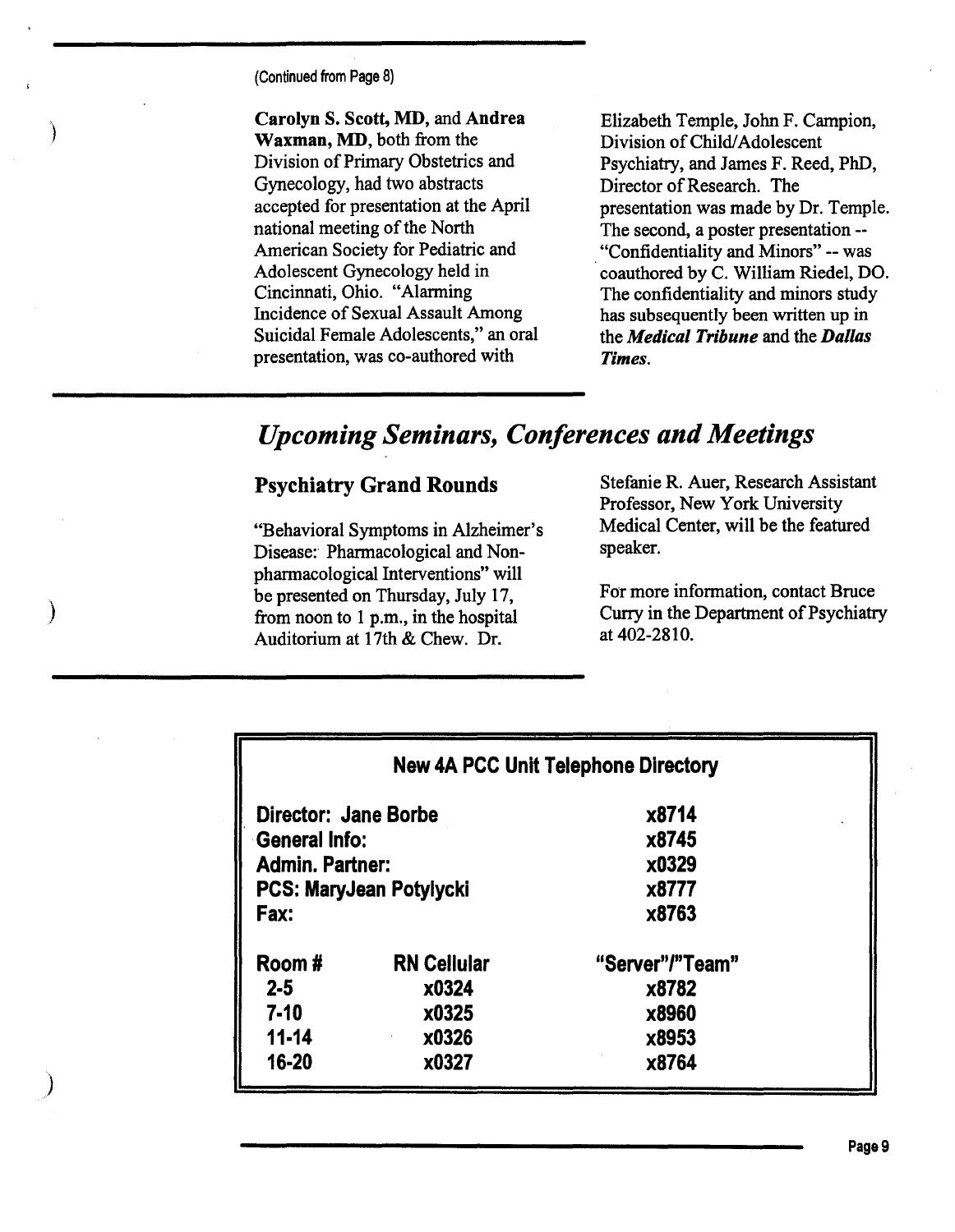(Continued from Page 8)

**Carolyn S. Scott, MD**, and **Andrea Waxman, MD**, both from the Division of Primary Obstetrics and Gynecology, had two abstracts accepted for presentation at the April national meeting of the North American Society for Pediatric and Adolescent Gynecology held in Cincinnati, Ohio. "Alarming Incidence of Sexual Assault Among Suicidal Female Adolescents," an oral presentation, was co-authored with Elizabeth Temple, John F. Campion, Division of Child/Adolescent Psychiatry, and James F. Reed, PhD, Director of Research. The presentation was made by Dr. Temple. The second, a poster presentation -- "Confidentiality and Minors" -- was coauthored by C. William Riedel, DO. The confidentiality and minors study has subsequently been written up in the ***Medical Tribune*** and the ***Dallas Times***.

## *Upcoming Seminars, Conferences and Meetings*

### Psychiatry Grand Rounds

"Behavioral Symptoms in Alzheimer's Disease: Pharmacological and Non-pharmacological Interventions" will be presented on Thursday, July 17, from noon to 1 p.m., in the hospital Auditorium at 17th & Chew. Dr. Stefanie R. Auer, Research Assistant Professor, New York University Medical Center, will be the featured speaker.

For more information, contact Bruce Curry in the Department of Psychiatry at 402-2810.

### New 4A PCC Unit Telephone Directory

| | |
|---|---|
| Director: Jane Borbe | x8714 |
| General Info: | x8745 |
| Admin. Partner: | x0329 |
| PCS: MaryJean Potylycki | x8777 |
| Fax: | x8763 |

| Room # | RN Cellular | "Server"/"Team" |
|---|---|---|
| 2-5 | x0324 | x8782 |
| 7-10 | x0325 | x8960 |
| 11-14 | x0326 | x8953 |
| 16-20 | x0327 | x8764 |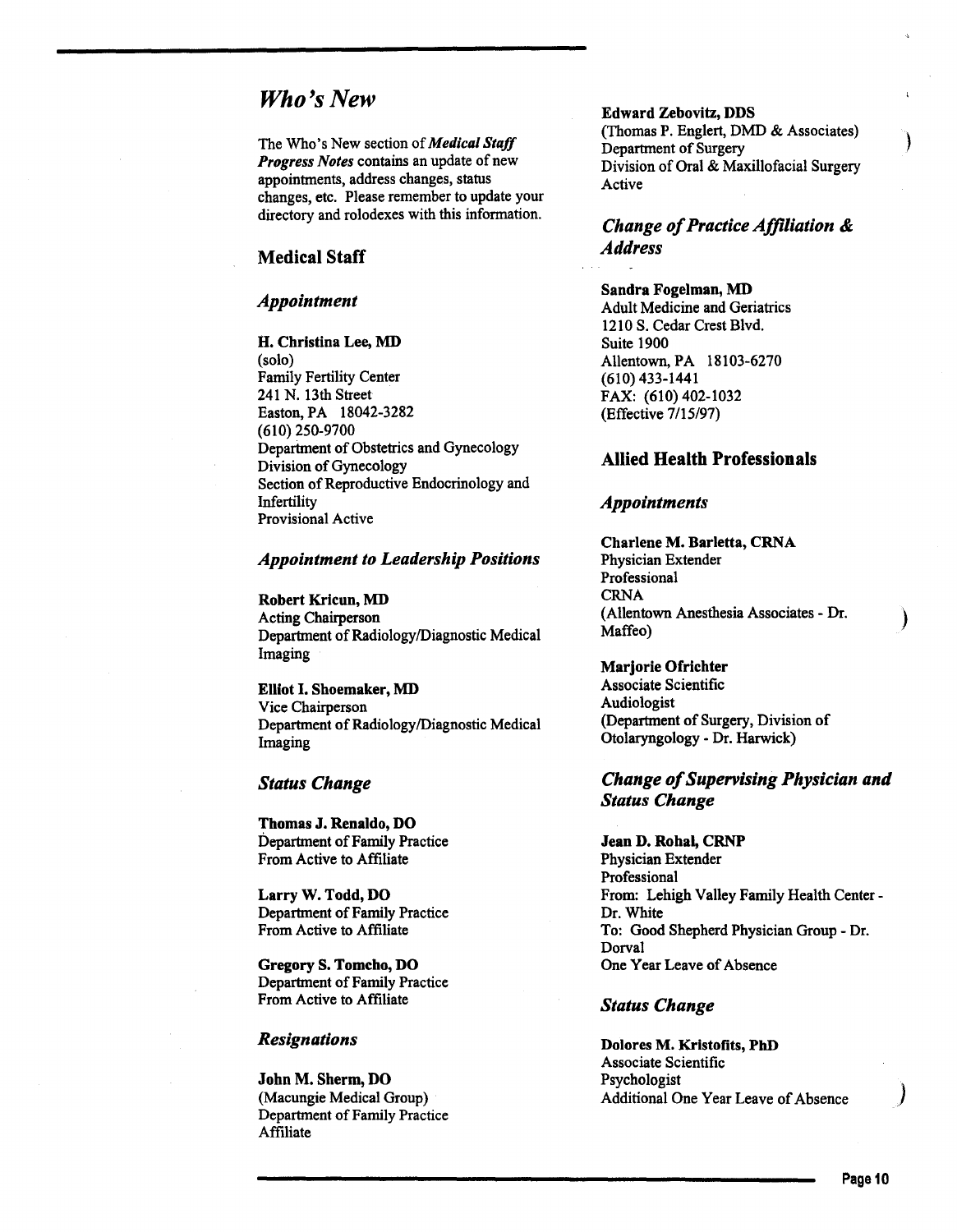## *Who's New*

The Who's New section of ***Medical Staff Progress Notes*** contains an update of new appointments, address changes, status changes, etc. Please remember to update your directory and rolodexes with this information.

### Medical Staff

#### *Appointment*

**H. Christina Lee, MD**
(solo)
Family Fertility Center
241 N. 13th Street
Easton, PA 18042-3282
(610) 250-9700
Department of Obstetrics and Gynecology
Division of Gynecology
Section of Reproductive Endocrinology and Infertility
Provisional Active

#### *Appointment to Leadership Positions*

**Robert Kricun, MD**
Acting Chairperson
Department of Radiology/Diagnostic Medical Imaging

**Elliot I. Shoemaker, MD**
Vice Chairperson
Department of Radiology/Diagnostic Medical Imaging

#### *Status Change*

**Thomas J. Renaldo, DO**
Department of Family Practice
From Active to Affiliate

**Larry W. Todd, DO**
Department of Family Practice
From Active to Affiliate

**Gregory S. Tomcho, DO**
Department of Family Practice
From Active to Affiliate

#### *Resignations*

**John M. Sherm, DO**
(Macungie Medical Group)
Department of Family Practice
Affiliate

**Edward Zebovitz, DDS**
(Thomas P. Englert, DMD & Associates)
Department of Surgery
Division of Oral & Maxillofacial Surgery
Active

#### *Change of Practice Affiliation & Address*

**Sandra Fogelman, MD**
Adult Medicine and Geriatrics
1210 S. Cedar Crest Blvd.
Suite 1900
Allentown, PA 18103-6270
(610) 433-1441
FAX: (610) 402-1032
(Effective 7/15/97)

### Allied Health Professionals

#### *Appointments*

**Charlene M. Barletta, CRNA**
Physician Extender
Professional
CRNA
(Allentown Anesthesia Associates - Dr. Maffeo)

**Marjorie Ofrichter**
Associate Scientific
Audiologist
(Department of Surgery, Division of Otolaryngology - Dr. Harwick)

#### *Change of Supervising Physician and Status Change*

**Jean D. Rohal, CRNP**
Physician Extender
Professional
From: Lehigh Valley Family Health Center - Dr. White
To: Good Shepherd Physician Group - Dr. Dorval
One Year Leave of Absence

#### *Status Change*

**Dolores M. Kristofits, PhD**
Associate Scientific
Psychologist
Additional One Year Leave of Absence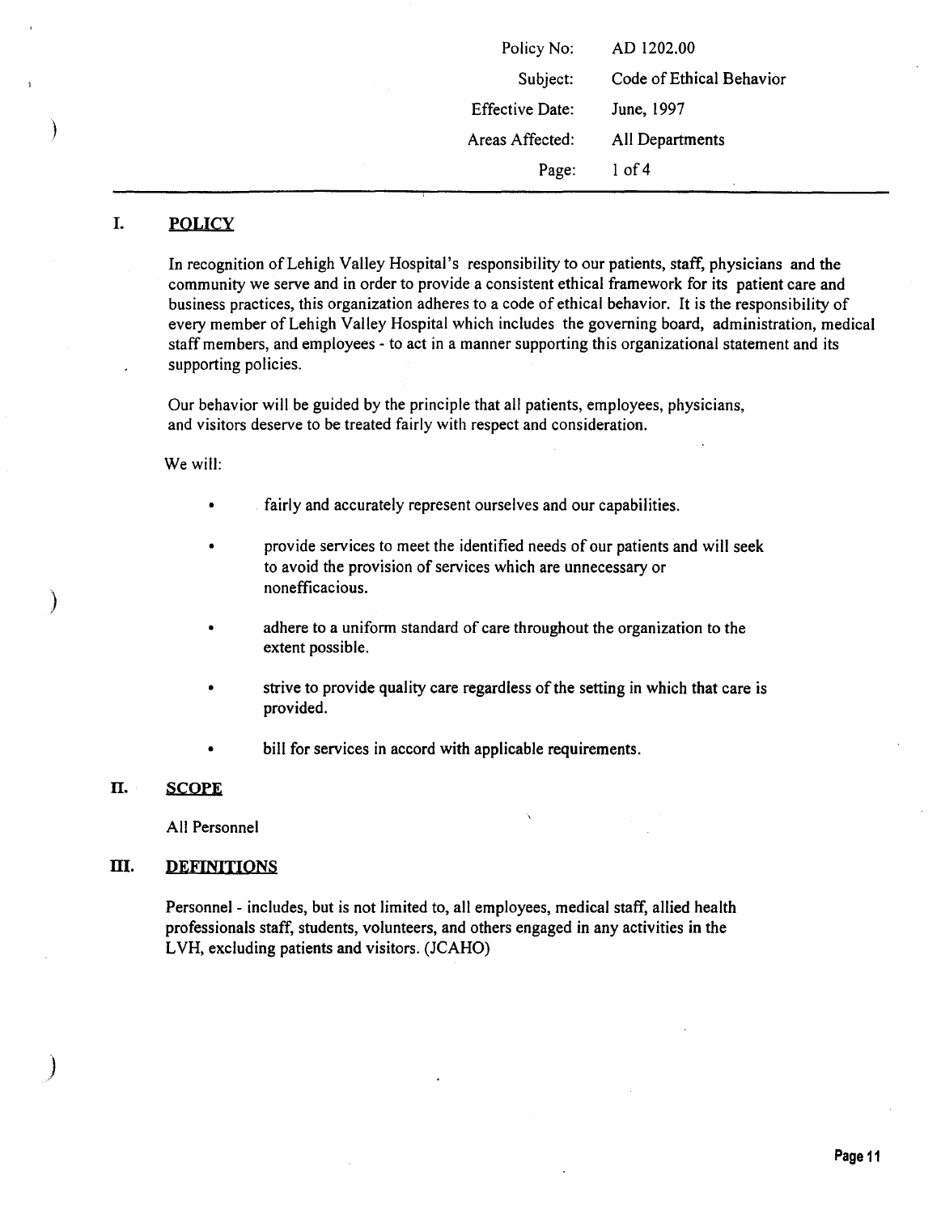| | |
|---|---|
| Policy No: | AD 1202.00 |
| Subject: | Code of Ethical Behavior |
| Effective Date: | June, 1997 |
| Areas Affected: | All Departments |
| Page: | 1 of 4 |

## I. POLICY

In recognition of Lehigh Valley Hospital's responsibility to our patients, staff, physicians and the community we serve and in order to provide a consistent ethical framework for its patient care and business practices, this organization adheres to a code of ethical behavior. It is the responsibility of every member of Lehigh Valley Hospital which includes the governing board, administration, medical staff members, and employees - to act in a manner supporting this organizational statement and its supporting policies.

Our behavior will be guided by the principle that all patients, employees, physicians, and visitors deserve to be treated fairly with respect and consideration.

We will:

- fairly and accurately represent ourselves and our capabilities.
- provide services to meet the identified needs of our patients and will seek to avoid the provision of services which are unnecessary or nonefficacious.
- adhere to a uniform standard of care throughout the organization to the extent possible.
- strive to provide quality care regardless of the setting in which that care is provided.
- bill for services in accord with applicable requirements.

## II. SCOPE

All Personnel

## III. DEFINITIONS

Personnel - includes, but is not limited to, all employees, medical staff, allied health professionals staff, students, volunteers, and others engaged in any activities in the LVH, excluding patients and visitors. (JCAHO)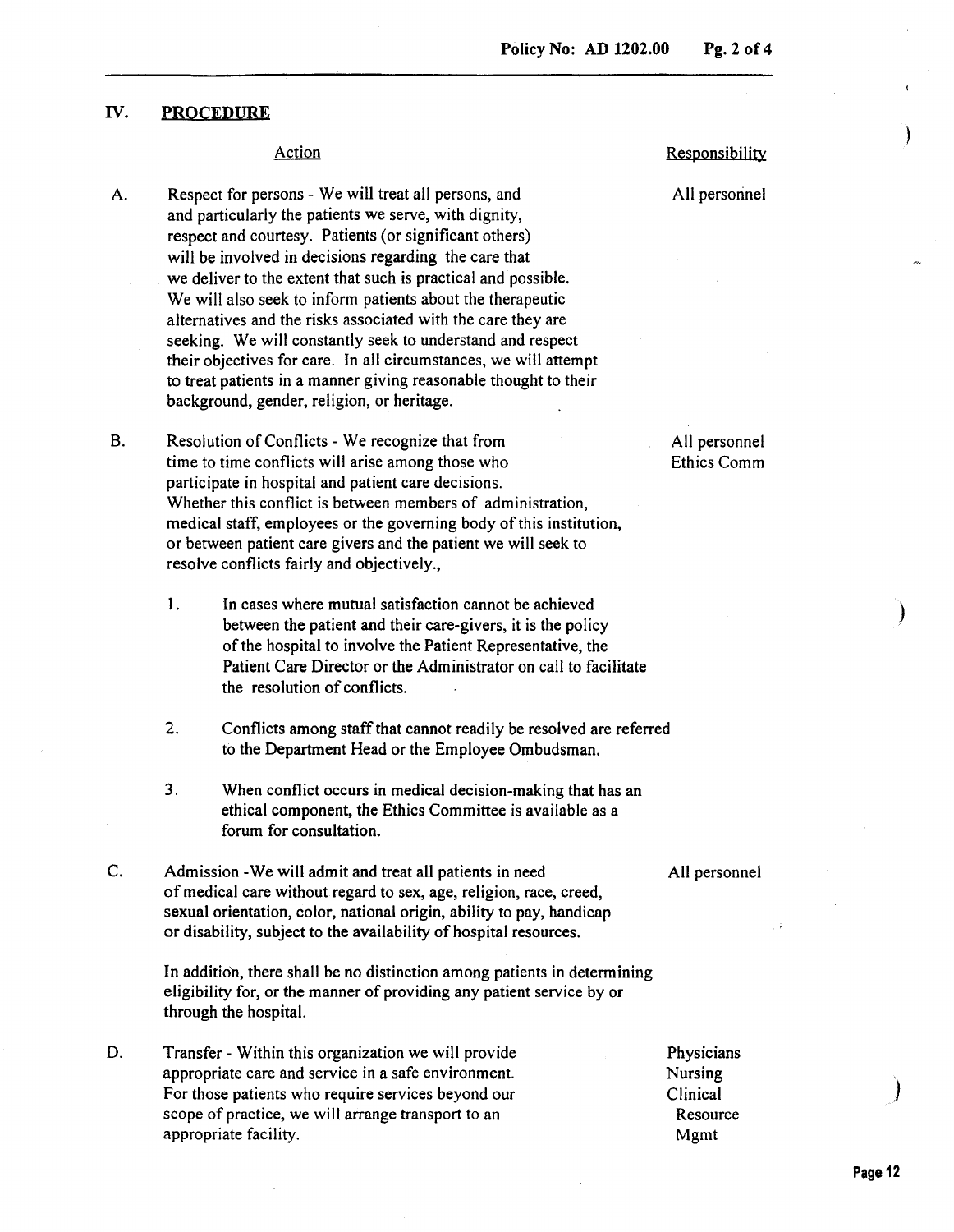## IV. PROCEDURE

| | Action | Responsibility |
|---|---|---|
| A. | Respect for persons - We will treat all persons, and and particularly the patients we serve, with dignity, respect and courtesy. Patients (or significant others) will be involved in decisions regarding the care that we deliver to the extent that such is practical and possible. We will also seek to inform patients about the therapeutic alternatives and the risks associated with the care they are seeking. We will constantly seek to understand and respect their objectives for care. In all circumstances, we will attempt to treat patients in a manner giving reasonable thought to their background, gender, religion, or heritage. | All personnel |
| B. | Resolution of Conflicts - We recognize that from time to time conflicts will arise among those who participate in hospital and patient care decisions. Whether this conflict is between members of administration, medical staff, employees or the governing body of this institution, or between patient care givers and the patient we will seek to resolve conflicts fairly and objectively., | All personnel<br>Ethics Comm |

1. In cases where mutual satisfaction cannot be achieved between the patient and their care-givers, it is the policy of the hospital to involve the Patient Representative, the Patient Care Director or the Administrator on call to facilitate the resolution of conflicts.

2. Conflicts among staff that cannot readily be resolved are referred to the Department Head or the Employee Ombudsman.

3. When conflict occurs in medical decision-making that has an ethical component, the Ethics Committee is available as a forum for consultation.

| | Action | Responsibility |
|---|---|---|
| C. | Admission -We will admit and treat all patients in need of medical care without regard to sex, age, religion, race, creed, sexual orientation, color, national origin, ability to pay, handicap or disability, subject to the availability of hospital resources.<br><br>In addition, there shall be no distinction among patients in determining eligibility for, or the manner of providing any patient service by or through the hospital. | All personnel |
| D. | Transfer - Within this organization we will provide appropriate care and service in a safe environment. For those patients who require services beyond our scope of practice, we will arrange transport to an appropriate facility. | Physicians<br>Nursing<br>Clinical Resource Mgmt |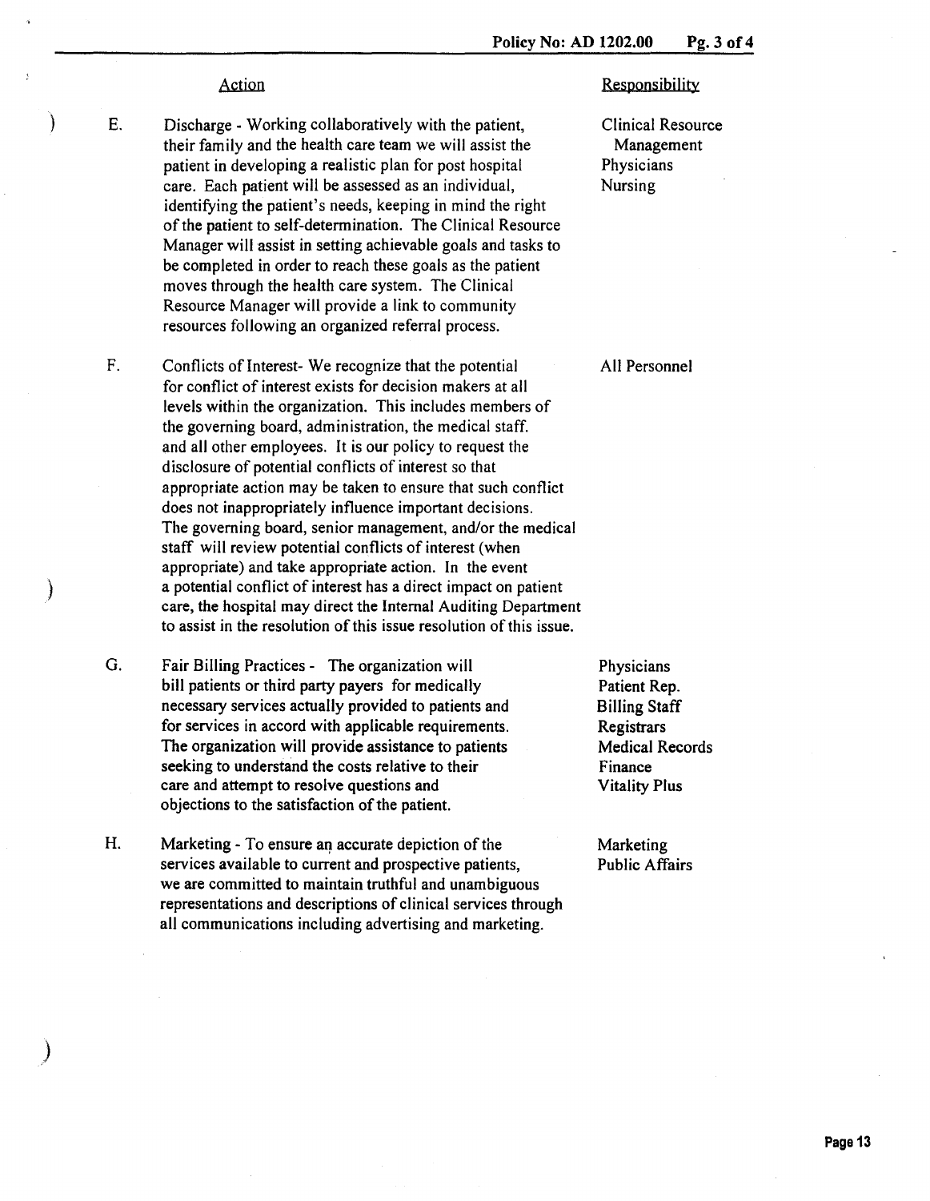| Action | | Responsibility |
|---|---|---|
| E. | Discharge - Working collaboratively with the patient, their family and the health care team we will assist the patient in developing a realistic plan for post hospital care. Each patient will be assessed as an individual, identifying the patient's needs, keeping in mind the right of the patient to self-determination. The Clinical Resource Manager will assist in setting achievable goals and tasks to be completed in order to reach these goals as the patient moves through the health care system. The Clinical Resource Manager will provide a link to community resources following an organized referral process. | Clinical Resource Management<br>Physicians<br>Nursing |
| F. | Conflicts of Interest- We recognize that the potential for conflict of interest exists for decision makers at all levels within the organization. This includes members of the governing board, administration, the medical staff. and all other employees. It is our policy to request the disclosure of potential conflicts of interest so that appropriate action may be taken to ensure that such conflict does not inappropriately influence important decisions. The governing board, senior management, and/or the medical staff will review potential conflicts of interest (when appropriate) and take appropriate action. In the event a potential conflict of interest has a direct impact on patient care, the hospital may direct the Internal Auditing Department to assist in the resolution of this issue resolution of this issue. | All Personnel |
| G. | Fair Billing Practices - The organization will bill patients or third party payers for medically necessary services actually provided to patients and for services in accord with applicable requirements. The organization will provide assistance to patients seeking to understand the costs relative to their care and attempt to resolve questions and objections to the satisfaction of the patient. | Physicians<br>Patient Rep.<br>Billing Staff<br>Registrars<br>Medical Records<br>Finance<br>Vitality Plus |
| H. | Marketing - To ensure an accurate depiction of the services available to current and prospective patients, we are committed to maintain truthful and unambiguous representations and descriptions of clinical services through all communications including advertising and marketing. | Marketing<br>Public Affairs |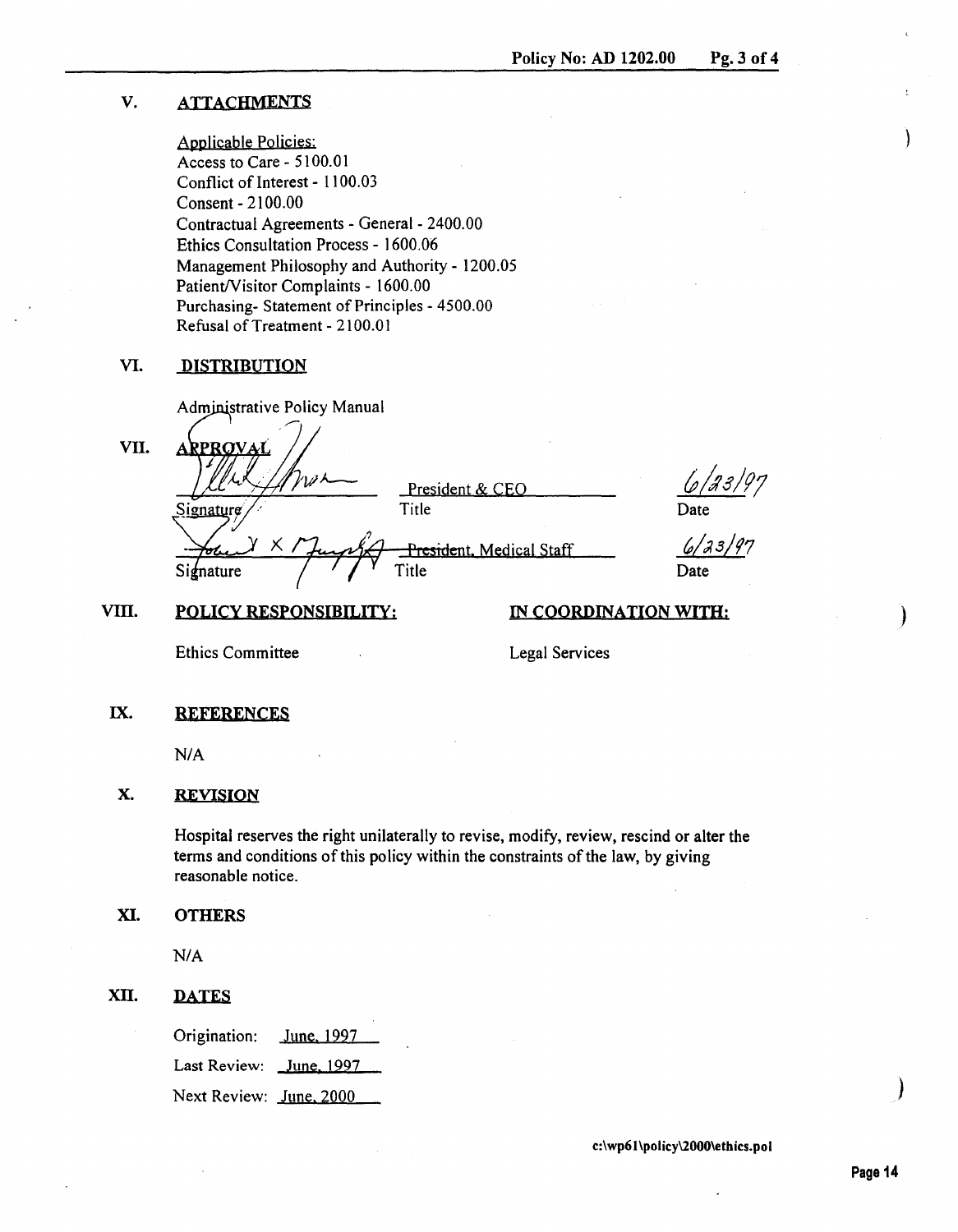## V. ATTACHMENTS

Applicable Policies:
Access to Care - 5100.01
Conflict of Interest - 1100.03
Consent - 2100.00
Contractual Agreements - General - 2400.00
Ethics Consultation Process - 1600.06
Management Philosophy and Authority - 1200.05
Patient/Visitor Complaints - 1600.00
Purchasing- Statement of Principles - 4500.00
Refusal of Treatment - 2100.01

## VI. DISTRIBUTION

Administrative Policy Manual

## VII. APPROVAL

| | | |
|---|---|---|
| Signature | President & CEO | 6/23/97 |
| Signature | President, Medical Staff | 6/23/97 |
| | Title | Date |

## VIII. POLICY RESPONSIBILITY:

Ethics Committee

**IN COORDINATION WITH:**

Legal Services

## IX. REFERENCES

N/A

## X. REVISION

Hospital reserves the right unilaterally to revise, modify, review, rescind or alter the terms and conditions of this policy within the constraints of the law, by giving reasonable notice.

## XI. OTHERS

N/A

## XII. DATES

Origination: June, 1997
Last Review: June, 1997
Next Review: June, 2000

c:\wp61\policy\2000\ethics.pol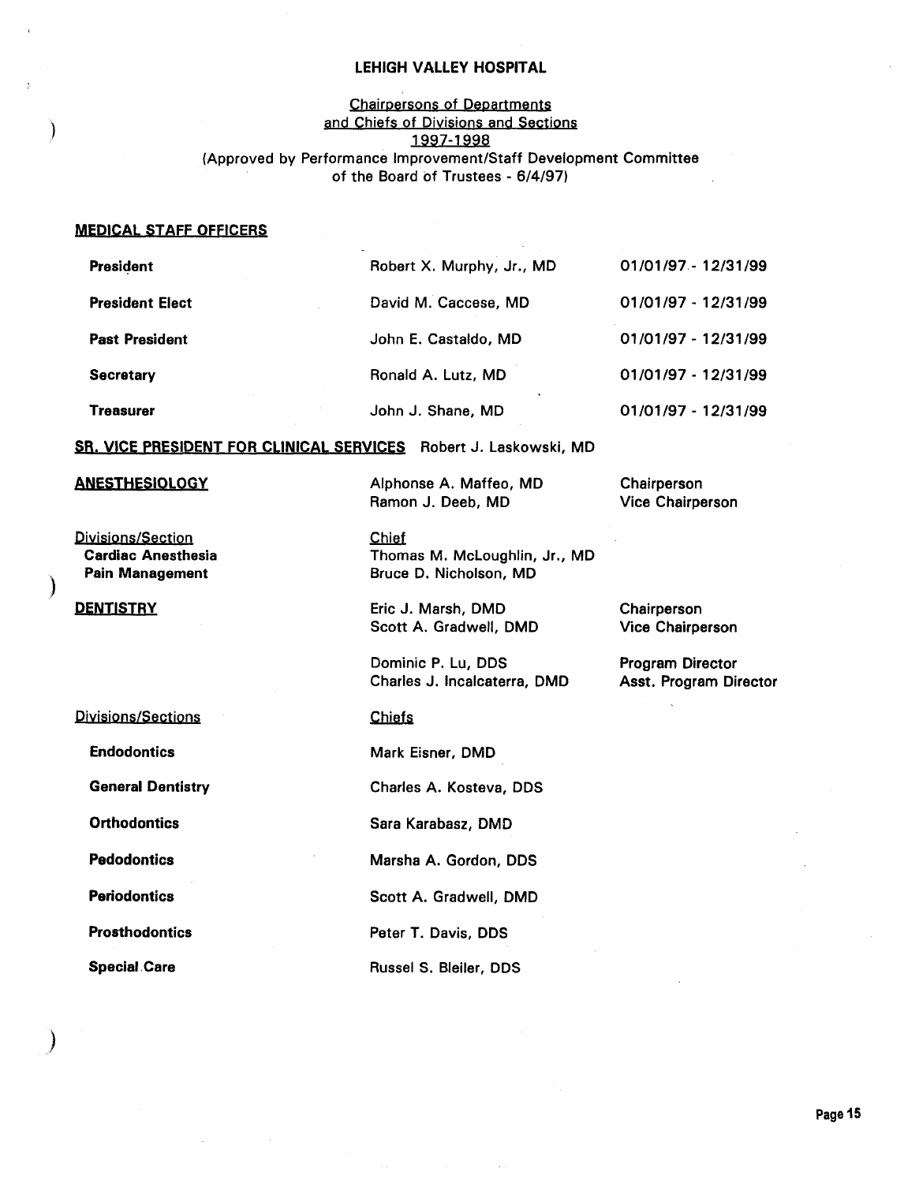# LEHIGH VALLEY HOSPITAL

## Chairpersons of Departments and Chiefs of Divisions and Sections 1997-1998

(Approved by Performance Improvement/Staff Development Committee of the Board of Trustees - 6/4/97)

### MEDICAL STAFF OFFICERS

| | | |
|---|---|---|
| **President** | Robert X. Murphy, Jr., MD | 01/01/97 - 12/31/99 |
| **President Elect** | David M. Caccese, MD | 01/01/97 - 12/31/99 |
| **Past President** | John E. Castaldo, MD | 01/01/97 - 12/31/99 |
| **Secretary** | Ronald A. Lutz, MD | 01/01/97 - 12/31/99 |
| **Treasurer** | John J. Shane, MD | 01/01/97 - 12/31/99 |

**SR. VICE PRESIDENT FOR CLINICAL SERVICES** Robert J. Laskowski, MD

### ANESTHESIOLOGY

| | | |
|---|---|---|
| | Alphonse A. Maffeo, MD | Chairperson |
| | Ramon J. Deeb, MD | Vice Chairperson |
| Divisions/Section | Chief | |
| **Cardiac Anesthesia** | Thomas M. McLoughlin, Jr., MD | |
| **Pain Management** | Bruce D. Nicholson, MD | |

### DENTISTRY

| | | |
|---|---|---|
| | Eric J. Marsh, DMD | Chairperson |
| | Scott A. Gradwell, DMD | Vice Chairperson |
| | Dominic P. Lu, DDS | Program Director |
| | Charles J. Incalcaterra, DMD | Asst. Program Director |
| Divisions/Sections | Chiefs | |
| **Endodontics** | Mark Eisner, DMD | |
| **General Dentistry** | Charles A. Kosteva, DDS | |
| **Orthodontics** | Sara Karabasz, DMD | |
| **Pedodontics** | Marsha A. Gordon, DDS | |
| **Periodontics** | Scott A. Gradwell, DMD | |
| **Prosthodontics** | Peter T. Davis, DDS | |
| **Special Care** | Russel S. Bleiler, DDS | |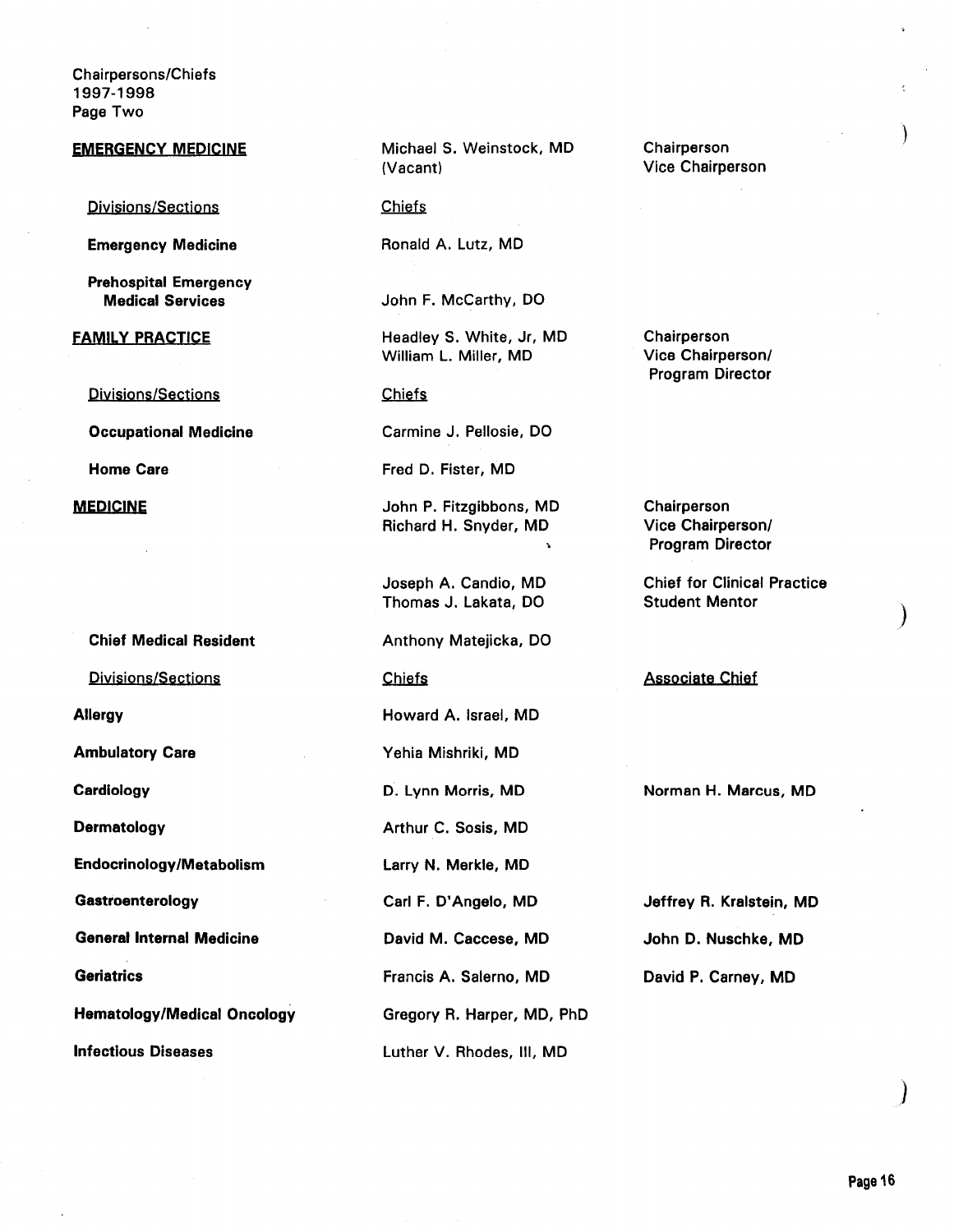Chairpersons/Chiefs
1997-1998
Page Two

| | | |
|---|---|---|
| **EMERGENCY MEDICINE** | Michael S. Weinstock, MD<br>(Vacant) | Chairperson<br>Vice Chairperson |
| Divisions/Sections | Chiefs | |
| **Emergency Medicine** | Ronald A. Lutz, MD | |
| **Prehospital Emergency Medical Services** | John F. McCarthy, DO | |
| **FAMILY PRACTICE** | Headley S. White, Jr, MD<br>William L. Miller, MD | Chairperson<br>Vice Chairperson/ Program Director |
| Divisions/Sections | Chiefs | |
| **Occupational Medicine** | Carmine J. Pellosie, DO | |
| **Home Care** | Fred D. Fister, MD | |
| **MEDICINE** | John P. Fitzgibbons, MD<br>Richard H. Snyder, MD | Chairperson<br>Vice Chairperson/ Program Director |
| | Joseph A. Candio, MD<br>Thomas J. Lakata, DO | Chief for Clinical Practice<br>Student Mentor |
| **Chief Medical Resident** | Anthony Matejicka, DO | |
| Divisions/Sections | Chiefs | Associate Chief |
| **Allergy** | Howard A. Israel, MD | |
| **Ambulatory Care** | Yehia Mishriki, MD | |
| **Cardiology** | D. Lynn Morris, MD | Norman H. Marcus, MD |
| **Dermatology** | Arthur C. Sosis, MD | |
| **Endocrinology/Metabolism** | Larry N. Merkle, MD | |
| **Gastroenterology** | Carl F. D'Angelo, MD | Jeffrey R. Kralstein, MD |
| **General Internal Medicine** | David M. Caccese, MD | John D. Nuschke, MD |
| **Geriatrics** | Francis A. Salerno, MD | David P. Carney, MD |
| **Hematology/Medical Oncology** | Gregory R. Harper, MD, PhD | |
| **Infectious Diseases** | Luther V. Rhodes, III, MD | |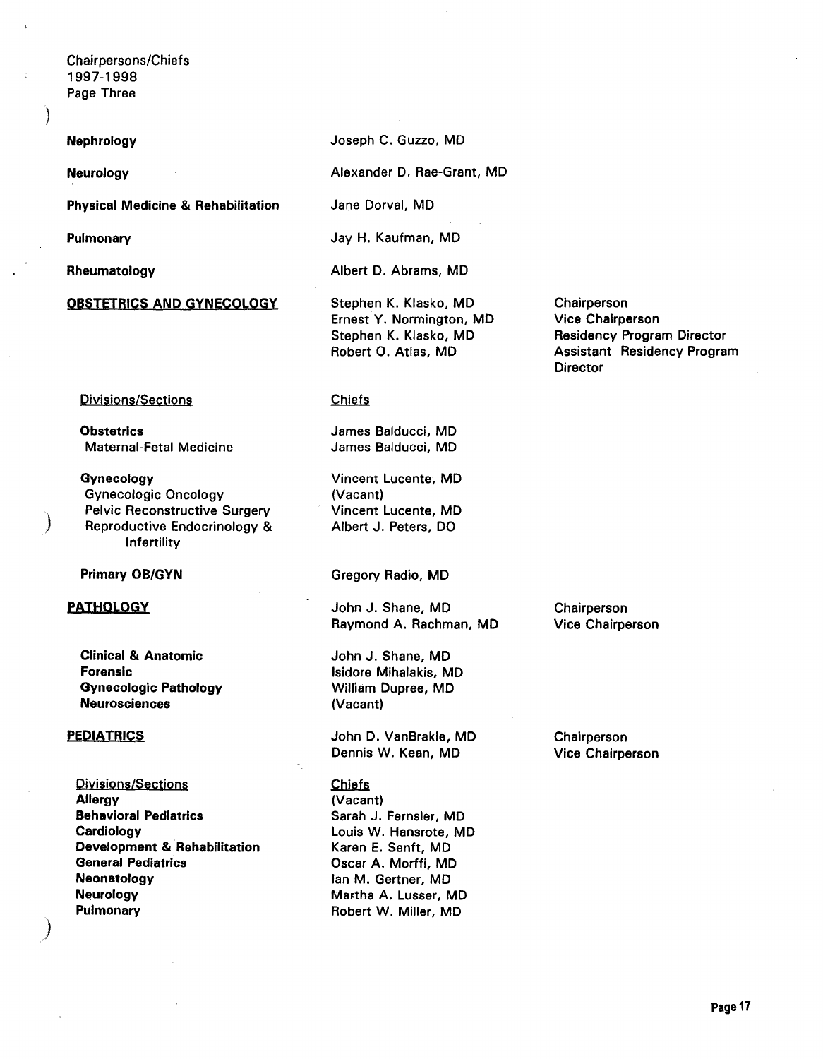Chairpersons/Chiefs
1997-1998
Page Three

| | | |
|---|---|---|
| **Nephrology** | Joseph C. Guzzo, MD | |
| **Neurology** | Alexander D. Rae-Grant, MD | |
| **Physical Medicine & Rehabilitation** | Jane Dorval, MD | |
| **Pulmonary** | Jay H. Kaufman, MD | |
| **Rheumatology** | Albert D. Abrams, MD | |

## OBSTETRICS AND GYNECOLOGY

| | | |
|---|---|---|
| | Stephen K. Klasko, MD | Chairperson |
| | Ernest Y. Normington, MD | Vice Chairperson |
| | Stephen K. Klasko, MD | Residency Program Director |
| | Robert O. Atlas, MD | Assistant Residency Program Director |

| Divisions/Sections | Chiefs |
|---|---|
| **Obstetrics** | James Balducci, MD |
| Maternal-Fetal Medicine | James Balducci, MD |
| **Gynecology** | Vincent Lucente, MD |
| Gynecologic Oncology | (Vacant) |
| Pelvic Reconstructive Surgery | Vincent Lucente, MD |
| Reproductive Endocrinology & Infertility | Albert J. Peters, DO |
| **Primary OB/GYN** | Gregory Radio, MD |

## PATHOLOGY

| | | |
|---|---|---|
| | John J. Shane, MD | Chairperson |
| | Raymond A. Rachman, MD | Vice Chairperson |

| | |
|---|---|
| **Clinical & Anatomic** | John J. Shane, MD |
| **Forensic** | Isidore Mihalakis, MD |
| **Gynecologic Pathology** | William Dupree, MD |
| **Neurosciences** | (Vacant) |

## PEDIATRICS

| | | |
|---|---|---|
| | John D. VanBrakle, MD | Chairperson |
| | Dennis W. Kean, MD | Vice Chairperson |

| Divisions/Sections | Chiefs |
|---|---|
| **Allergy** | (Vacant) |
| **Behavioral Pediatrics** | Sarah J. Fernsler, MD |
| **Cardiology** | Louis W. Hansrote, MD |
| **Development & Rehabilitation** | Karen E. Senft, MD |
| **General Pediatrics** | Oscar A. Morffi, MD |
| **Neonatology** | Ian M. Gertner, MD |
| **Neurology** | Martha A. Lusser, MD |
| **Pulmonary** | Robert W. Miller, MD |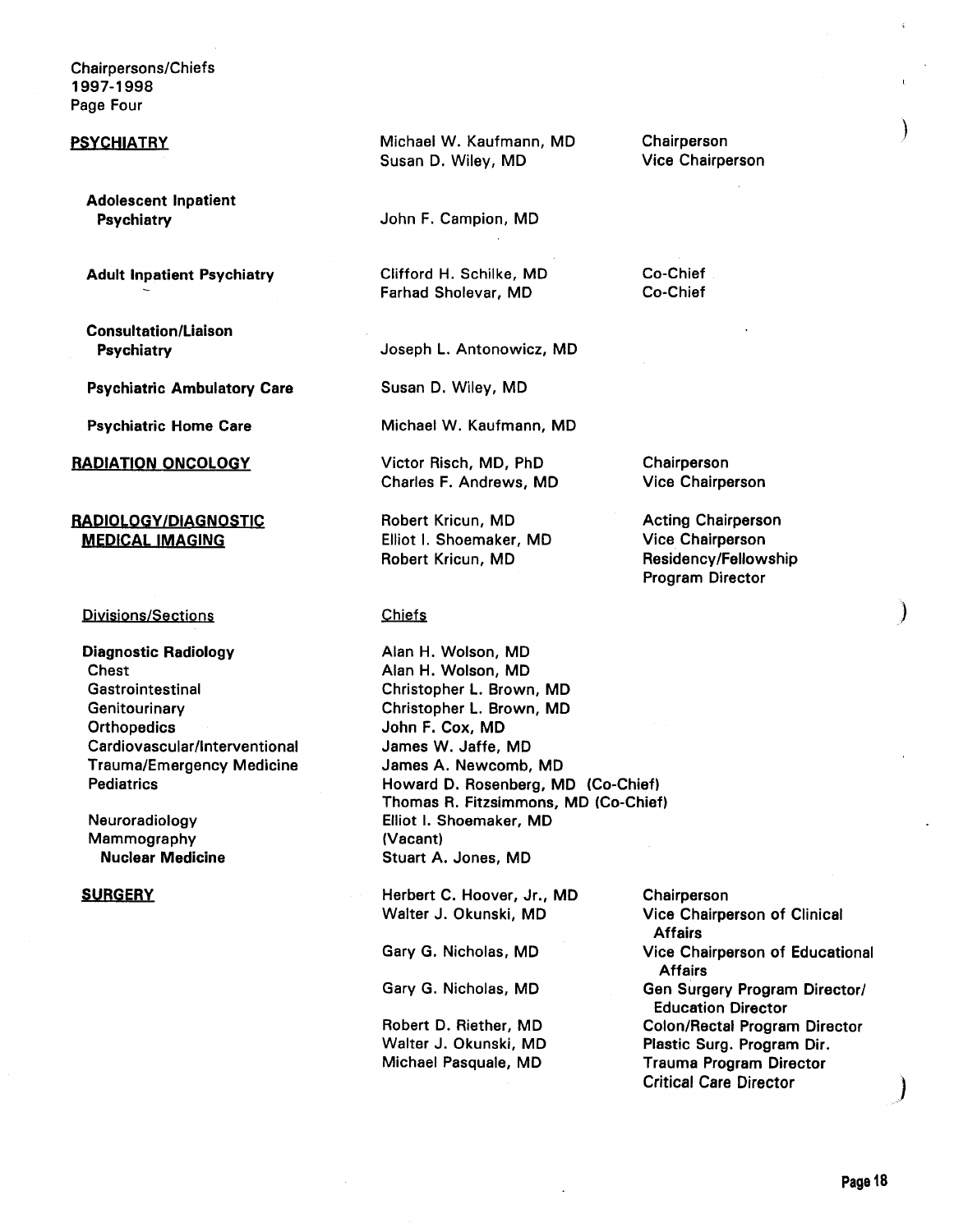Chairpersons/Chiefs
1997-1998
Page Four

| | | |
|---|---|---|
| **PSYCHIATRY** | Michael W. Kaufmann, MD | Chairperson |
| | Susan D. Wiley, MD | Vice Chairperson |
| **Adolescent Inpatient Psychiatry** | John F. Campion, MD | |
| **Adult Inpatient Psychiatry** | Clifford H. Schilke, MD | Co-Chief |
| | Farhad Sholevar, MD | Co-Chief |
| **Consultation/Liaison Psychiatry** | Joseph L. Antonowicz, MD | |
| **Psychiatric Ambulatory Care** | Susan D. Wiley, MD | |
| **Psychiatric Home Care** | Michael W. Kaufmann, MD | |
| **RADIATION ONCOLOGY** | Victor Risch, MD, PhD | Chairperson |
| | Charles F. Andrews, MD | Vice Chairperson |
| **RADIOLOGY/DIAGNOSTIC MEDICAL IMAGING** | Robert Kricun, MD | Acting Chairperson |
| | Elliot I. Shoemaker, MD | Vice Chairperson |
| | Robert Kricun, MD | Residency/Fellowship Program Director |
| Divisions/Sections | Chiefs | |
| **Diagnostic Radiology** | Alan H. Wolson, MD | |
| Chest | Alan H. Wolson, MD | |
| Gastrointestinal | Christopher L. Brown, MD | |
| Genitourinary | Christopher L. Brown, MD | |
| Orthopedics | John F. Cox, MD | |
| Cardiovascular/Interventional | James W. Jaffe, MD | |
| Trauma/Emergency Medicine | James A. Newcomb, MD | |
| Pediatrics | Howard D. Rosenberg, MD (Co-Chief) | |
| | Thomas R. Fitzsimmons, MD (Co-Chief) | |
| Neuroradiology | Elliot I. Shoemaker, MD | |
| Mammography | (Vacant) | |
| **Nuclear Medicine** | Stuart A. Jones, MD | |
| **SURGERY** | Herbert C. Hoover, Jr., MD | Chairperson |
| | Walter J. Okunski, MD | Vice Chairperson of Clinical Affairs |
| | Gary G. Nicholas, MD | Vice Chairperson of Educational Affairs |
| | Gary G. Nicholas, MD | Gen Surgery Program Director/ Education Director |
| | Robert D. Riether, MD | Colon/Rectal Program Director |
| | Walter J. Okunski, MD | Plastic Surg. Program Dir. |
| | Michael Pasquale, MD | Trauma Program Director |
| | | Critical Care Director |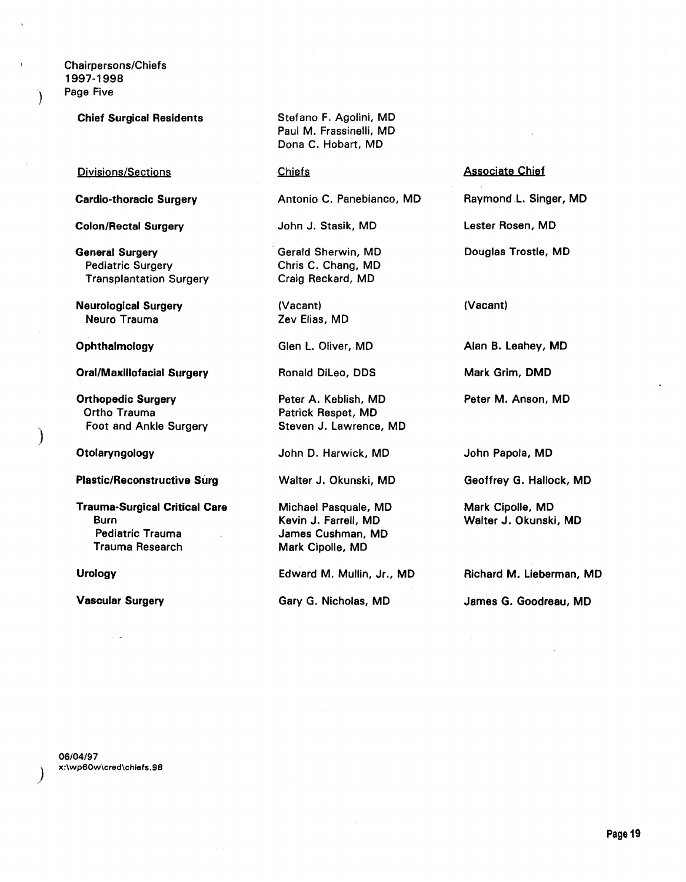Chairpersons/Chiefs
1997-1998
Page Five

| | | |
|---|---|---|
| **Chief Surgical Residents** | Stefano F. Agolini, MD<br>Paul M. Frassinelli, MD<br>Dona C. Hobart, MD | |
| Divisions/Sections | Chiefs | Associate Chief |
| **Cardio-thoracic Surgery** | Antonio C. Panebianco, MD | Raymond L. Singer, MD |
| **Colon/Rectal Surgery** | John J. Stasik, MD | Lester Rosen, MD |
| **General Surgery** | Gerald Sherwin, MD | Douglas Trostle, MD |
| Pediatric Surgery | Chris C. Chang, MD | |
| Transplantation Surgery | Craig Reckard, MD | |
| **Neurological Surgery** | (Vacant) | (Vacant) |
| Neuro Trauma | Zev Elias, MD | |
| **Ophthalmology** | Glen L. Oliver, MD | Alan B. Leahey, MD |
| **Oral/Maxillofacial Surgery** | Ronald DiLeo, DDS | Mark Grim, DMD |
| **Orthopedic Surgery** | Peter A. Keblish, MD | Peter M. Anson, MD |
| Ortho Trauma | Patrick Respet, MD | |
| Foot and Ankle Surgery | Steven J. Lawrence, MD | |
| **Otolaryngology** | John D. Harwick, MD | John Papola, MD |
| **Plastic/Reconstructive Surg** | Walter J. Okunski, MD | Geoffrey G. Hallock, MD |
| **Trauma-Surgical Critical Care** | Michael Pasquale, MD | Mark Cipolle, MD |
| Burn | Kevin J. Farrell, MD | Walter J. Okunski, MD |
| Pediatric Trauma | James Cushman, MD | |
| Trauma Research | Mark Cipolle, MD | |
| **Urology** | Edward M. Mullin, Jr., MD | Richard M. Lieberman, MD |
| **Vascular Surgery** | Gary G. Nicholas, MD | James G. Goodreau, MD |

06/04/97
x:\wp60w\cred\chiefs.98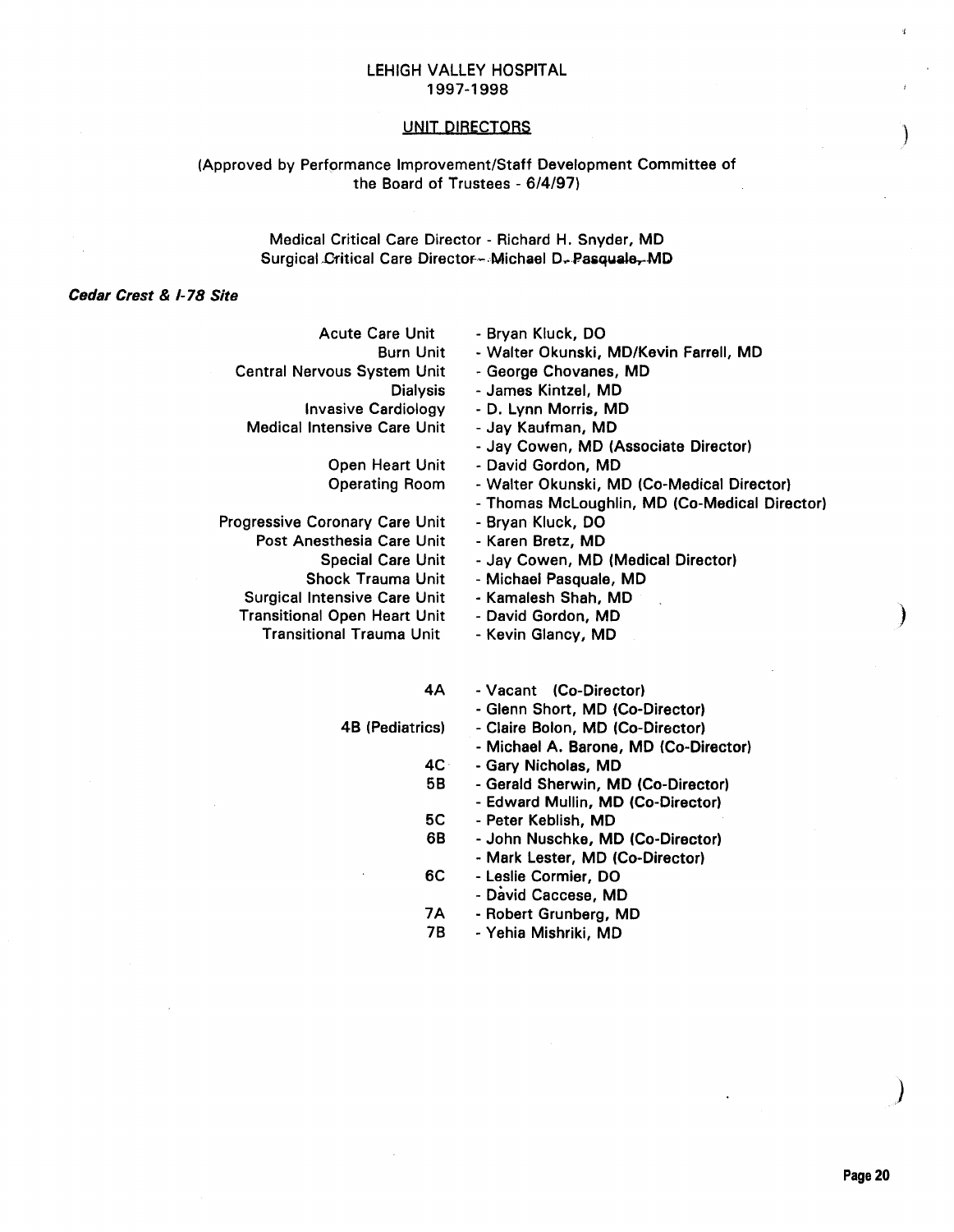# LEHIGH VALLEY HOSPITAL
## 1997-1998

### UNIT DIRECTORS

(Approved by Performance Improvement/Staff Development Committee of the Board of Trustees - 6/4/97)

Medical Critical Care Director - Richard H. Snyder, MD
Surgical Critical Care Director - Michael D. Pasquale, MD

***Cedar Crest & I-78 Site***

| | |
|---|---|
| Acute Care Unit | - Bryan Kluck, DO |
| Burn Unit | - Walter Okunski, MD/Kevin Farrell, MD |
| Central Nervous System Unit | - George Chovanes, MD |
| Dialysis | - James Kintzel, MD |
| Invasive Cardiology | - D. Lynn Morris, MD |
| Medical Intensive Care Unit | - Jay Kaufman, MD |
| | - Jay Cowen, MD (Associate Director) |
| Open Heart Unit | - David Gordon, MD |
| Operating Room | - Walter Okunski, MD (Co-Medical Director) |
| | - Thomas McLoughlin, MD (Co-Medical Director) |
| Progressive Coronary Care Unit | - Bryan Kluck, DO |
| Post Anesthesia Care Unit | - Karen Bretz, MD |
| Special Care Unit | - Jay Cowen, MD (Medical Director) |
| Shock Trauma Unit | - Michael Pasquale, MD |
| Surgical Intensive Care Unit | - Kamalesh Shah, MD |
| Transitional Open Heart Unit | - David Gordon, MD |
| Transitional Trauma Unit | - Kevin Glancy, MD |

| | |
|---|---|
| 4A | - Vacant (Co-Director) |
| | - Glenn Short, MD (Co-Director) |
| 4B (Pediatrics) | - Claire Bolon, MD (Co-Director) |
| | - Michael A. Barone, MD (Co-Director) |
| 4C | - Gary Nicholas, MD |
| 5B | - Gerald Sherwin, MD (Co-Director) |
| | - Edward Mullin, MD (Co-Director) |
| 5C | - Peter Keblish, MD |
| 6B | - John Nuschke, MD (Co-Director) |
| | - Mark Lester, MD (Co-Director) |
| 6C | - Leslie Cormier, DO |
| | - David Caccese, MD |
| 7A | - Robert Grunberg, MD |
| 7B | - Yehia Mishriki, MD |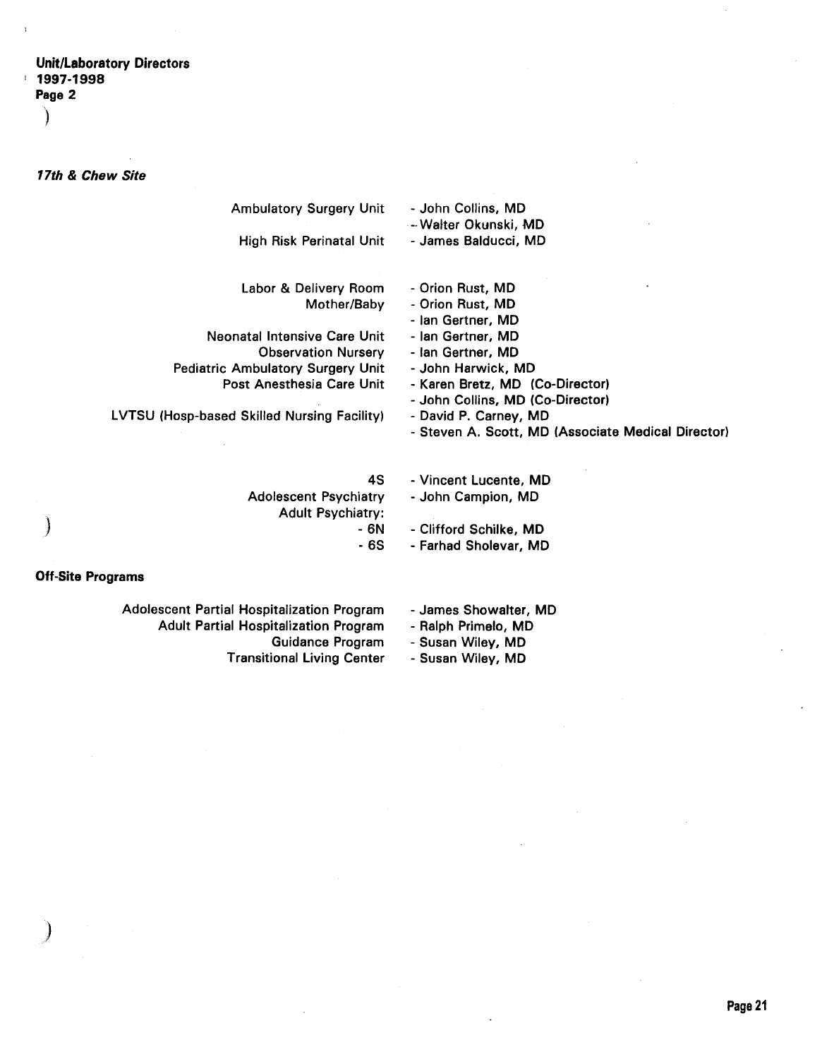**Unit/Laboratory Directors**
**1997-1998**
**Page 2**

***17th & Chew Site***

| | |
|---|---|
| Ambulatory Surgery Unit | - John Collins, MD |
| | - Walter Okunski, MD |
| High Risk Perinatal Unit | - James Balducci, MD |
| Labor & Delivery Room | - Orion Rust, MD |
| Mother/Baby | - Orion Rust, MD |
| | - Ian Gertner, MD |
| Neonatal Intensive Care Unit | - Ian Gertner, MD |
| Observation Nursery | - Ian Gertner, MD |
| Pediatric Ambulatory Surgery Unit | - John Harwick, MD |
| Post Anesthesia Care Unit | - Karen Bretz, MD (Co-Director) |
| | - John Collins, MD (Co-Director) |
| LVTSU (Hosp-based Skilled Nursing Facility) | - David P. Carney, MD |
| | - Steven A. Scott, MD (Associate Medical Director) |
| 4S | - Vincent Lucente, MD |
| Adolescent Psychiatry | - John Campion, MD |
| Adult Psychiatry: | |
| - 6N | - Clifford Schilke, MD |
| - 6S | - Farhad Sholevar, MD |

**Off-Site Programs**

| | |
|---|---|
| Adolescent Partial Hospitalization Program | - James Showalter, MD |
| Adult Partial Hospitalization Program | - Ralph Primelo, MD |
| Guidance Program | - Susan Wiley, MD |
| Transitional Living Center | - Susan Wiley, MD |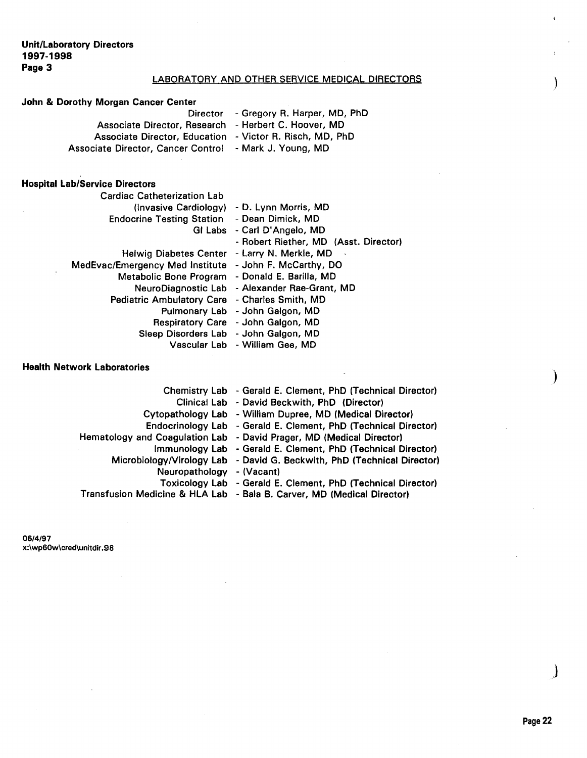**Unit/Laboratory Directors**
**1997-1998**
**Page 3**

## LABORATORY AND OTHER SERVICE MEDICAL DIRECTORS

### John & Dorothy Morgan Cancer Center

| | |
|---|---|
| Director | - Gregory R. Harper, MD, PhD |
| Associate Director, Research | - Herbert C. Hoover, MD |
| Associate Director, Education | - Victor R. Risch, MD, PhD |
| Associate Director, Cancer Control | - Mark J. Young, MD |

### Hospital Lab/Service Directors

| | |
|---|---|
| Cardiac Catheterization Lab (Invasive Cardiology) | - D. Lynn Morris, MD |
| Endocrine Testing Station | - Dean Dimick, MD |
| GI Labs | - Carl D'Angelo, MD |
| | - Robert Riether, MD (Asst. Director) |
| Helwig Diabetes Center | - Larry N. Merkle, MD |
| MedEvac/Emergency Med Institute | - John F. McCarthy, DO |
| Metabolic Bone Program | - Donald E. Barilla, MD |
| NeuroDiagnostic Lab | - Alexander Rae-Grant, MD |
| Pediatric Ambulatory Care | - Charles Smith, MD |
| Pulmonary Lab | - John Galgon, MD |
| Respiratory Care | - John Galgon, MD |
| Sleep Disorders Lab | - John Galgon, MD |
| Vascular Lab | - William Gee, MD |

### Health Network Laboratories

| | |
|---|---|
| Chemistry Lab | - Gerald E. Clement, PhD (Technical Director) |
| Clinical Lab | - David Beckwith, PhD (Director) |
| Cytopathology Lab | - William Dupree, MD (Medical Director) |
| Endocrinology Lab | - Gerald E. Clement, PhD (Technical Director) |
| Hematology and Coagulation Lab | - David Prager, MD (Medical Director) |
| Immunology Lab | - Gerald E. Clement, PhD (Technical Director) |
| Microbiology/Virology Lab | - David G. Beckwith, PhD (Technical Director) |
| Neuropathology | - (Vacant) |
| Toxicology Lab | - Gerald E. Clement, PhD (Technical Director) |
| Transfusion Medicine & HLA Lab | - Bala B. Carver, MD (Medical Director) |

06/4/97
x:\wp60w\cred\unitdir.98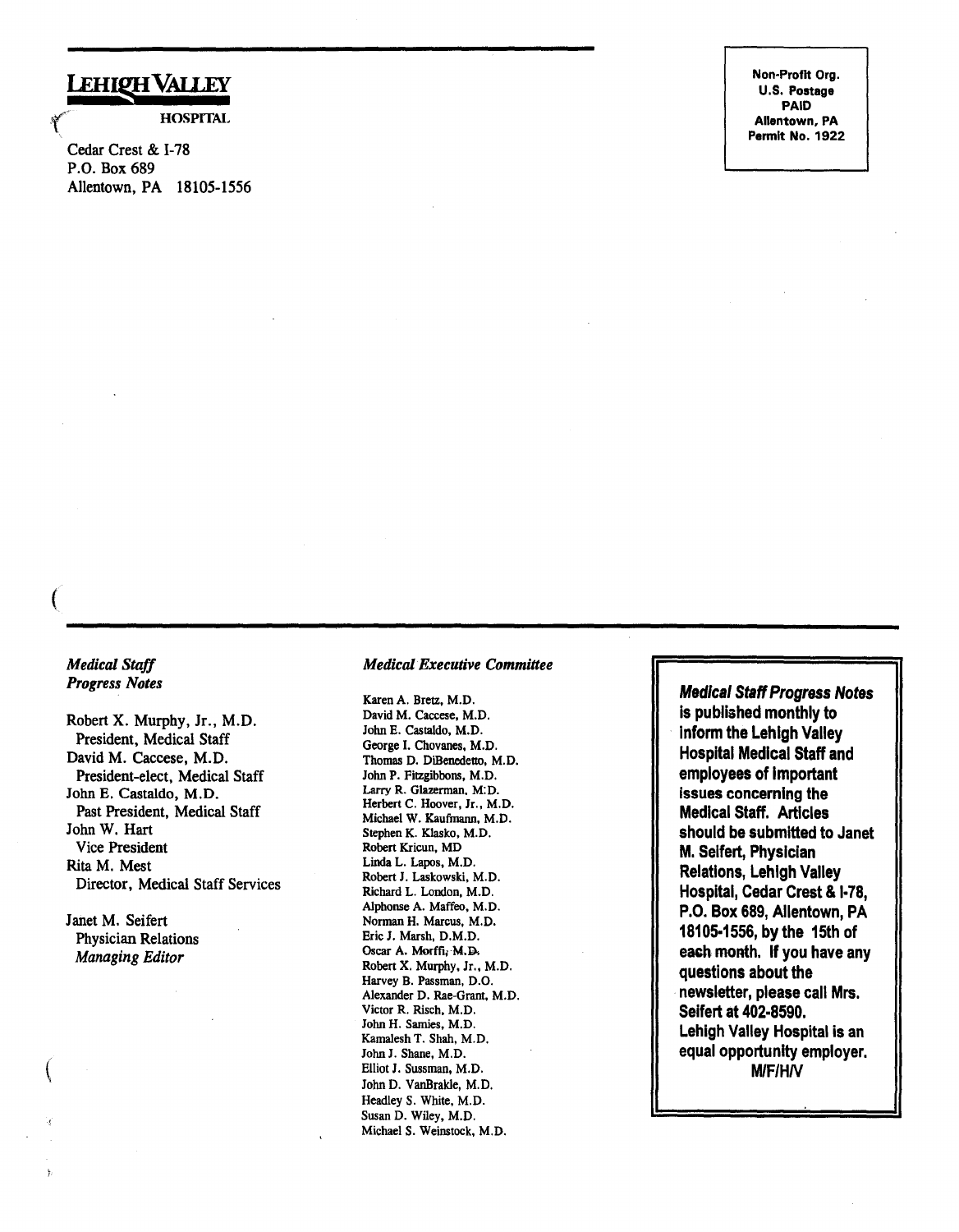# Lehigh Valley Hospital

Cedar Crest & I-78
P.O. Box 689
Allentown, PA 18105-1556

Non-Profit Org.
U.S. Postage
PAID
Allentown, PA
Permit No. 1922

*Medical Staff Progress Notes*

Robert X. Murphy, Jr., M.D.
President, Medical Staff

David M. Caccese, M.D.
President-elect, Medical Staff

John E. Castaldo, M.D.
Past President, Medical Staff

John W. Hart
Vice President

Rita M. Mest
Director, Medical Staff Services

Janet M. Seifert
Physician Relations
*Managing Editor*

*Medical Executive Committee*

Karen A. Bretz, M.D.
David M. Caccese, M.D.
John E. Castaldo, M.D.
George I. Chovanes, M.D.
Thomas D. DiBenedetto, M.D.
John P. Fitzgibbons, M.D.
Larry R. Glazerman, M.D.
Herbert C. Hoover, Jr., M.D.
Michael W. Kaufmann, M.D.
Stephen K. Klasko, M.D.
Robert Kricun, MD
Linda L. Lapos, M.D.
Robert J. Laskowski, M.D.
Richard L. London, M.D.
Alphonse A. Maffeo, M.D.
Norman H. Marcus, M.D.
Eric J. Marsh, D.M.D.
Oscar A. Morffi, M.D.
Robert X. Murphy, Jr., M.D.
Harvey B. Passman, D.O.
Alexander D. Rae-Grant, M.D.
Victor R. Risch, M.D.
John H. Samies, M.D.
Kamalesh T. Shah, M.D.
John J. Shane, M.D.
Elliot J. Sussman, M.D.
John D. VanBrakle, M.D.
Headley S. White, M.D.
Susan D. Wiley, M.D.
Michael S. Weinstock, M.D.

***Medical Staff Progress Notes* is published monthly to inform the Lehigh Valley Hospital Medical Staff and employees of important issues concerning the Medical Staff. Articles should be submitted to Janet M. Seifert, Physician Relations, Lehigh Valley Hospital, Cedar Crest & I-78, P.O. Box 689, Allentown, PA 18105-1556, by the 15th of each month. If you have any questions about the newsletter, please call Mrs. Seifert at 402-8590.**

**Lehigh Valley Hospital is an equal opportunity employer. M/F/H/V**